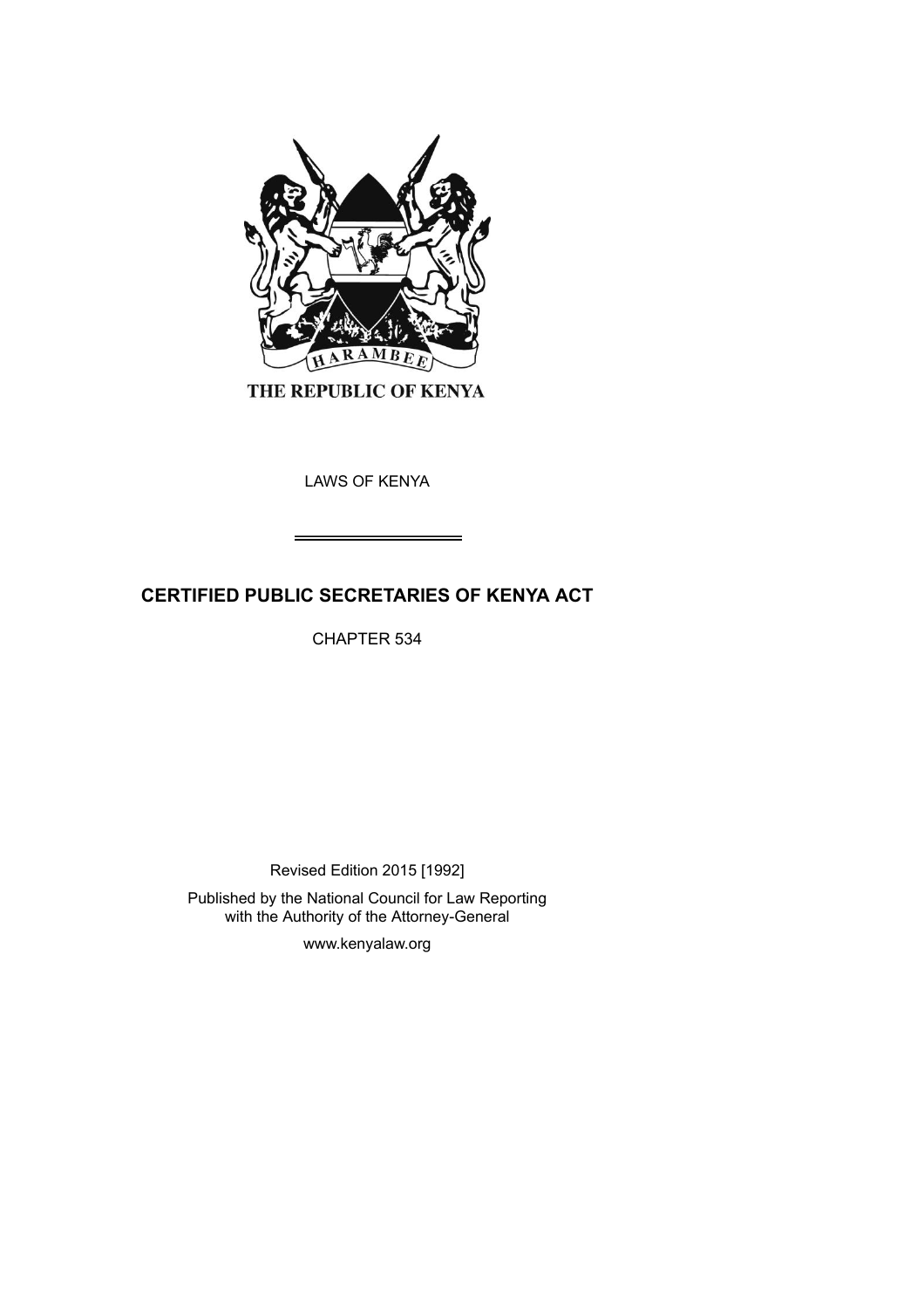THE REPUBLIC OF KENYA

LAWS OF KENYA

# CERTIFIED PUBLIC SECRETARIES OF KENYA ACT

CHAPTER 534

Revised Edition 2015 [1992]

Published by the National Council for Law Reporting with the Authority of the Attorney-General

www.kenyalaw.org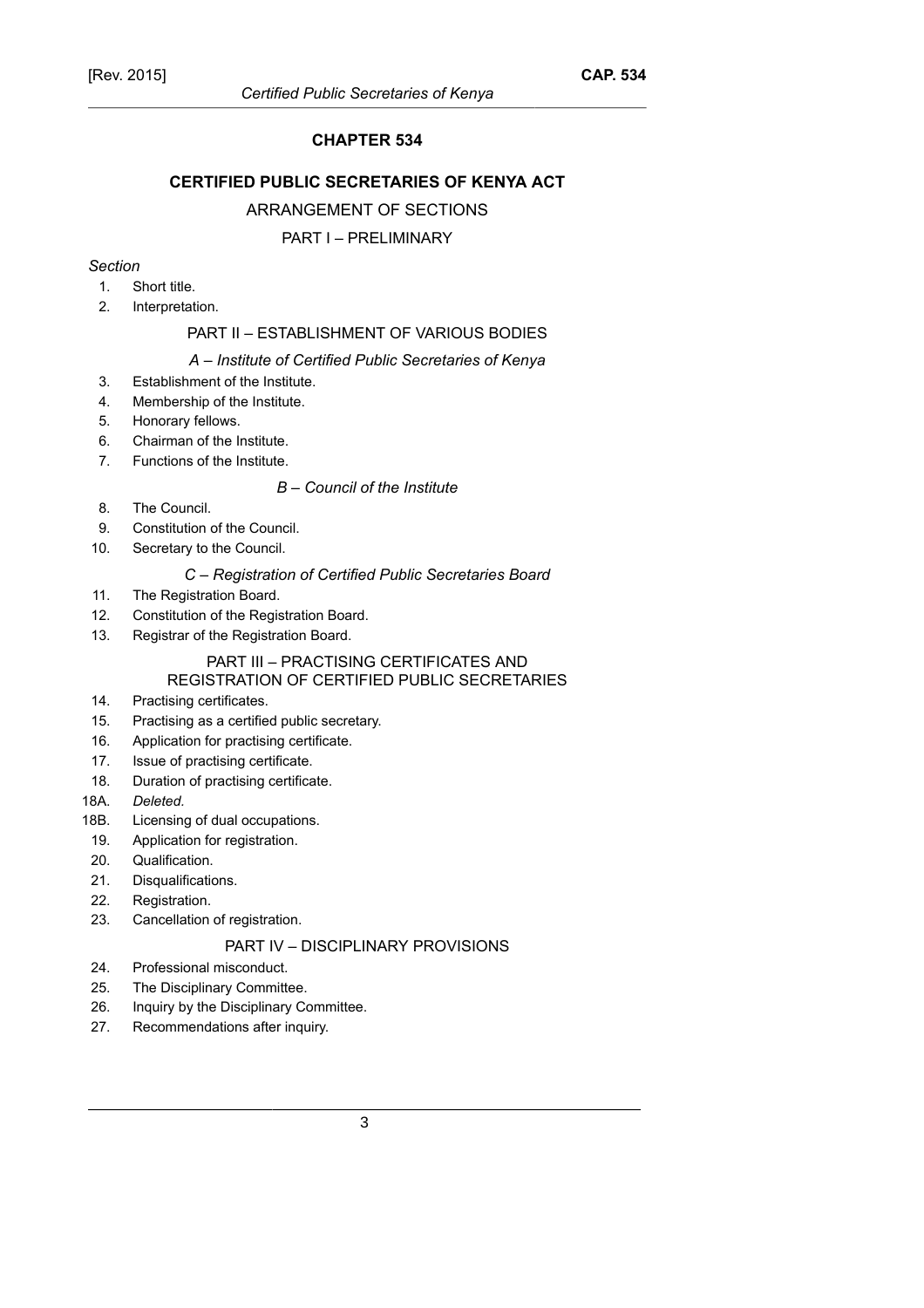# CHAPTER 534

## CERTIFIED PUBLIC SECRETARIES OF KENYA ACT

### ARRANGEMENT OF SECTIONS

### PART I – PRELIMINARY

*Section*

1. Short title.
2. Interpretation.

### PART II – ESTABLISHMENT OF VARIOUS BODIES

*A – Institute of Certified Public Secretaries of Kenya*

3. Establishment of the Institute.
4. Membership of the Institute.
5. Honorary fellows.
6. Chairman of the Institute.
7. Functions of the Institute.

*B – Council of the Institute*

8. The Council.
9. Constitution of the Council.
10. Secretary to the Council.

*C – Registration of Certified Public Secretaries Board*

11. The Registration Board.
12. Constitution of the Registration Board.
13. Registrar of the Registration Board.

### PART III – PRACTISING CERTIFICATES AND REGISTRATION OF CERTIFIED PUBLIC SECRETARIES

14. Practising certificates.
15. Practising as a certified public secretary.
16. Application for practising certificate.
17. Issue of practising certificate.
18. Duration of practising certificate.

18A. *Deleted.*

18B. Licensing of dual occupations.

19. Application for registration.
20. Qualification.
21. Disqualifications.
22. Registration.
23. Cancellation of registration.

### PART IV – DISCIPLINARY PROVISIONS

24. Professional misconduct.
25. The Disciplinary Committee.
26. Inquiry by the Disciplinary Committee.
27. Recommendations after inquiry.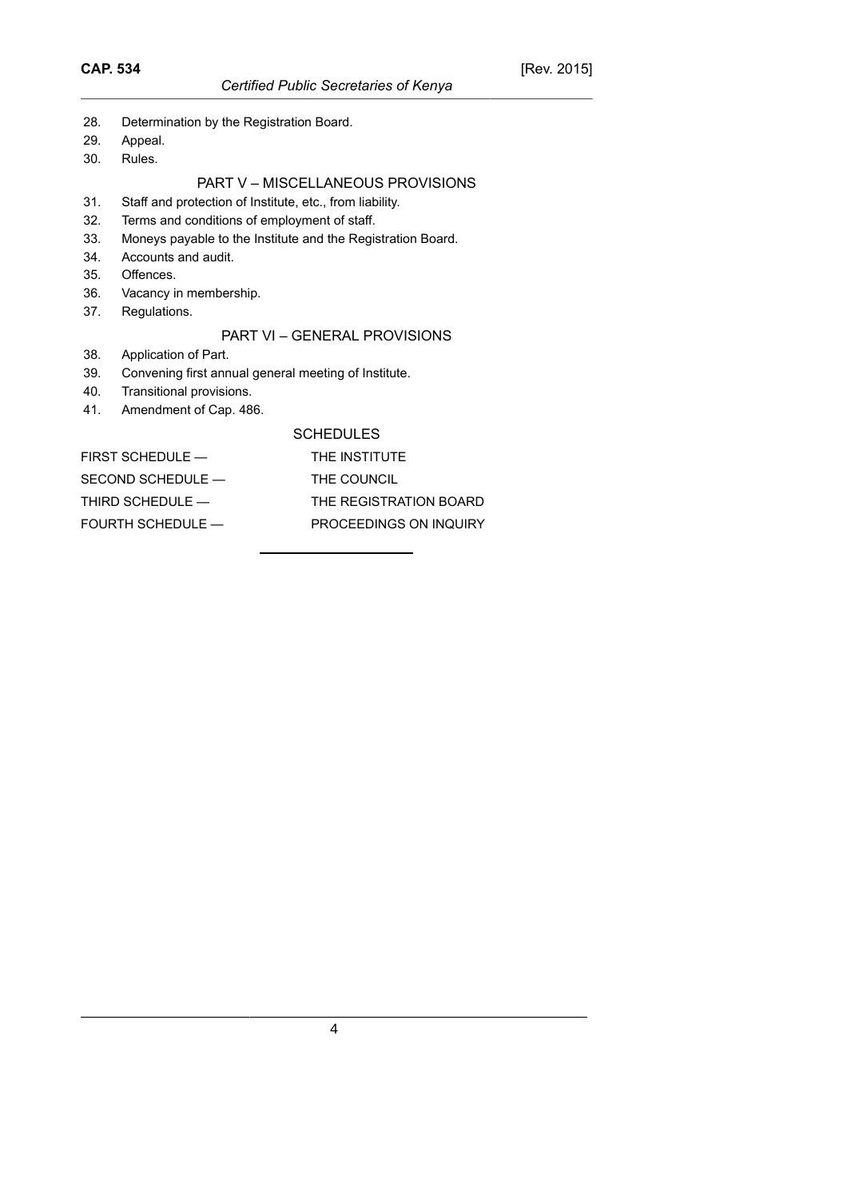28. Determination by the Registration Board.
29. Appeal.
30. Rules.

## PART V – MISCELLANEOUS PROVISIONS

31. Staff and protection of Institute, etc., from liability.
32. Terms and conditions of employment of staff.
33. Moneys payable to the Institute and the Registration Board.
34. Accounts and audit.
35. Offences.
36. Vacancy in membership.
37. Regulations.

## PART VI – GENERAL PROVISIONS

38. Application of Part.
39. Convening first annual general meeting of Institute.
40. Transitional provisions.
41. Amendment of Cap. 486.

## SCHEDULES

| | |
|---|---|
| FIRST SCHEDULE — | THE INSTITUTE |
| SECOND SCHEDULE — | THE COUNCIL |
| THIRD SCHEDULE — | THE REGISTRATION BOARD |
| FOURTH SCHEDULE — | PROCEEDINGS ON INQUIRY |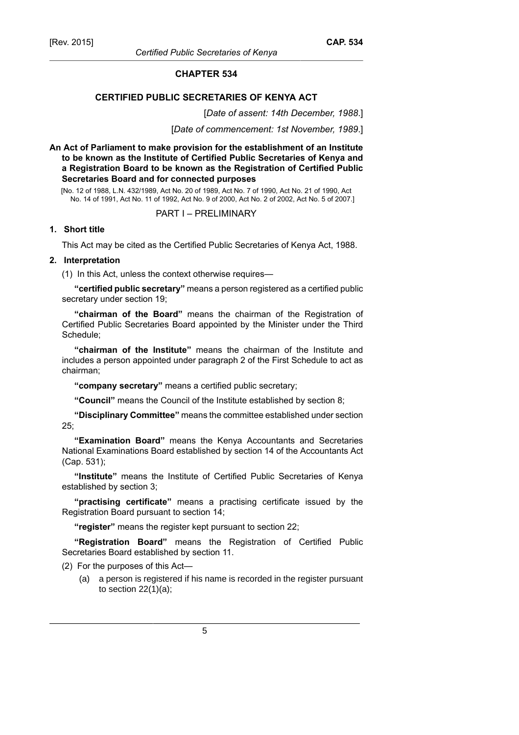# CHAPTER 534

## CERTIFIED PUBLIC SECRETARIES OF KENYA ACT

[*Date of assent: 14th December, 1988*.]

[*Date of commencement: 1st November, 1989*.]

**An Act of Parliament to make provision for the establishment of an Institute to be known as the Institute of Certified Public Secretaries of Kenya and a Registration Board to be known as the Registration of Certified Public Secretaries Board and for connected purposes**

[No. 12 of 1988, L.N. 432/1989, Act No. 20 of 1989, Act No. 7 of 1990, Act No. 21 of 1990, Act No. 14 of 1991, Act No. 11 of 1992, Act No. 9 of 2000, Act No. 2 of 2002, Act No. 5 of 2007.]

PART I – PRELIMINARY

**1. Short title**

This Act may be cited as the Certified Public Secretaries of Kenya Act, 1988.

**2. Interpretation**

(1) In this Act, unless the context otherwise requires—

**"certified public secretary"** means a person registered as a certified public secretary under section 19;

**"chairman of the Board"** means the chairman of the Registration of Certified Public Secretaries Board appointed by the Minister under the Third Schedule;

**"chairman of the Institute"** means the chairman of the Institute and includes a person appointed under paragraph 2 of the First Schedule to act as chairman;

**"company secretary"** means a certified public secretary;

**"Council"** means the Council of the Institute established by section 8;

**"Disciplinary Committee"** means the committee established under section 25;

**"Examination Board"** means the Kenya Accountants and Secretaries National Examinations Board established by section 14 of the Accountants Act (Cap. 531);

**"Institute"** means the Institute of Certified Public Secretaries of Kenya established by section 3;

**"practising certificate"** means a practising certificate issued by the Registration Board pursuant to section 14;

**"register"** means the register kept pursuant to section 22;

**"Registration Board"** means the Registration of Certified Public Secretaries Board established by section 11.

(2) For the purposes of this Act—

(a) a person is registered if his name is recorded in the register pursuant to section 22(1)(a);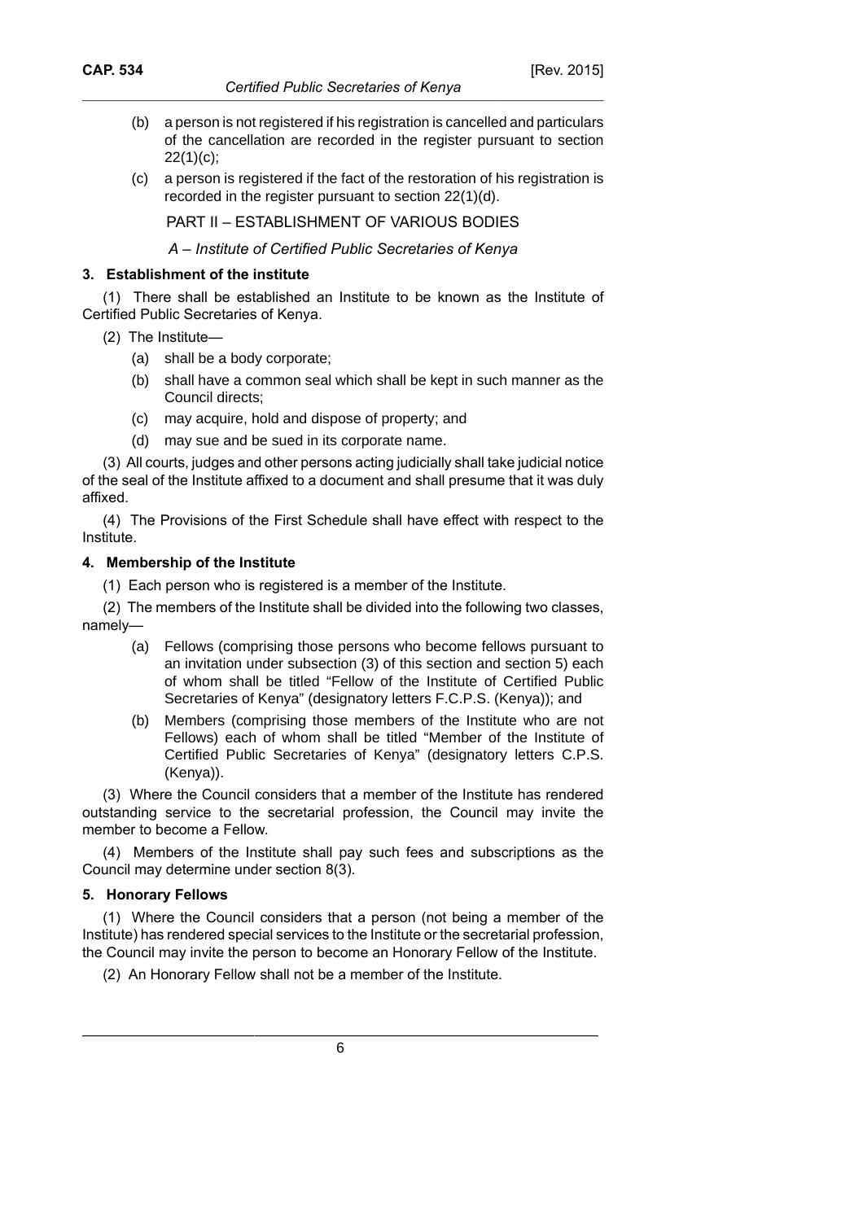(b) a person is not registered if his registration is cancelled and particulars of the cancellation are recorded in the register pursuant to section 22(1)(c);

(c) a person is registered if the fact of the restoration of his registration is recorded in the register pursuant to section 22(1)(d).

## PART II – ESTABLISHMENT OF VARIOUS BODIES

### *A – Institute of Certified Public Secretaries of Kenya*

#### 3. Establishment of the institute

(1) There shall be established an Institute to be known as the Institute of Certified Public Secretaries of Kenya.

(2) The Institute—

(a) shall be a body corporate;

(b) shall have a common seal which shall be kept in such manner as the Council directs;

(c) may acquire, hold and dispose of property; and

(d) may sue and be sued in its corporate name.

(3) All courts, judges and other persons acting judicially shall take judicial notice of the seal of the Institute affixed to a document and shall presume that it was duly affixed.

(4) The Provisions of the First Schedule shall have effect with respect to the Institute.

#### 4. Membership of the Institute

(1) Each person who is registered is a member of the Institute.

(2) The members of the Institute shall be divided into the following two classes, namely—

(a) Fellows (comprising those persons who become fellows pursuant to an invitation under subsection (3) of this section and section 5) each of whom shall be titled "Fellow of the Institute of Certified Public Secretaries of Kenya" (designatory letters F.C.P.S. (Kenya)); and

(b) Members (comprising those members of the Institute who are not Fellows) each of whom shall be titled "Member of the Institute of Certified Public Secretaries of Kenya" (designatory letters C.P.S. (Kenya)).

(3) Where the Council considers that a member of the Institute has rendered outstanding service to the secretarial profession, the Council may invite the member to become a Fellow.

(4) Members of the Institute shall pay such fees and subscriptions as the Council may determine under section 8(3).

#### 5. Honorary Fellows

(1) Where the Council considers that a person (not being a member of the Institute) has rendered special services to the Institute or the secretarial profession, the Council may invite the person to become an Honorary Fellow of the Institute.

(2) An Honorary Fellow shall not be a member of the Institute.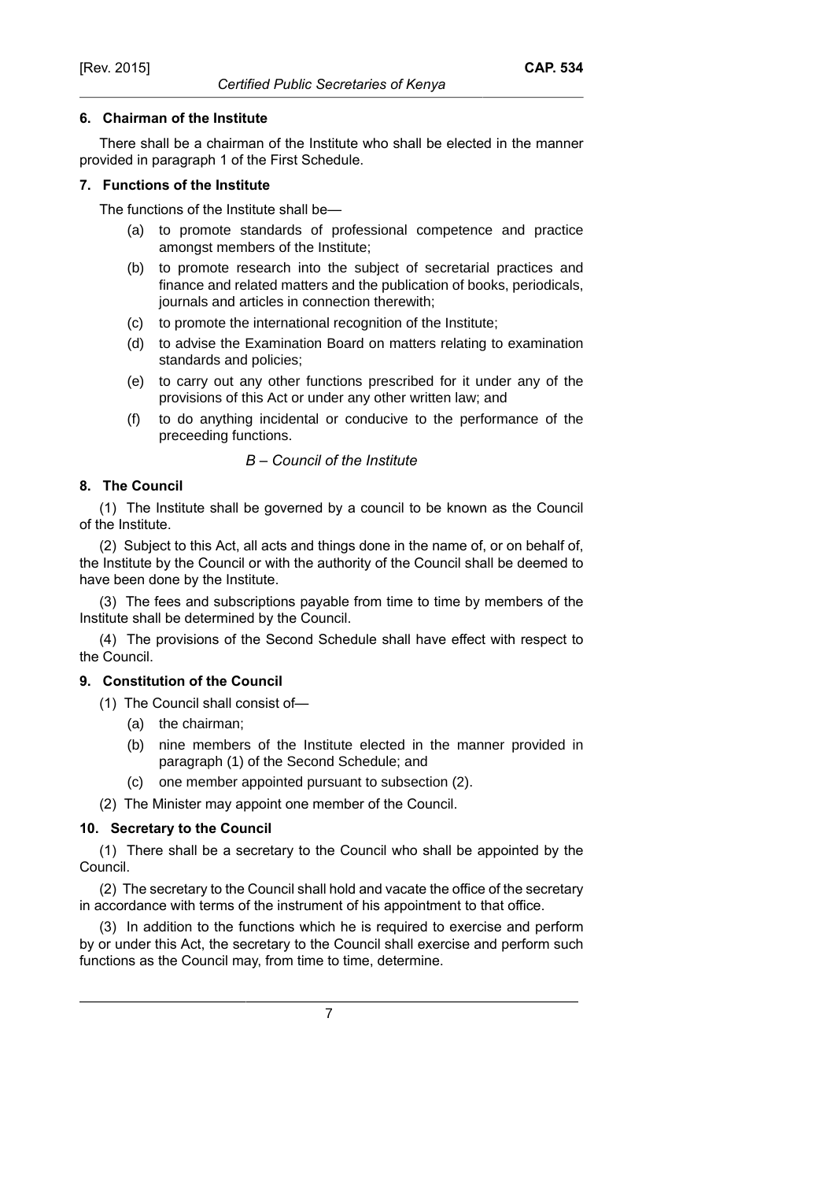#### 6. Chairman of the Institute

There shall be a chairman of the Institute who shall be elected in the manner provided in paragraph 1 of the First Schedule.

#### 7. Functions of the Institute

The functions of the Institute shall be—

(a) to promote standards of professional competence and practice amongst members of the Institute;

(b) to promote research into the subject of secretarial practices and finance and related matters and the publication of books, periodicals, journals and articles in connection therewith;

(c) to promote the international recognition of the Institute;

(d) to advise the Examination Board on matters relating to examination standards and policies;

(e) to carry out any other functions prescribed for it under any of the provisions of this Act or under any other written law; and

(f) to do anything incidental or conducive to the performance of the preceeding functions.

*B – Council of the Institute*

#### 8. The Council

(1) The Institute shall be governed by a council to be known as the Council of the Institute.

(2) Subject to this Act, all acts and things done in the name of, or on behalf of, the Institute by the Council or with the authority of the Council shall be deemed to have been done by the Institute.

(3) The fees and subscriptions payable from time to time by members of the Institute shall be determined by the Council.

(4) The provisions of the Second Schedule shall have effect with respect to the Council.

#### 9. Constitution of the Council

(1) The Council shall consist of—

(a) the chairman;

(b) nine members of the Institute elected in the manner provided in paragraph (1) of the Second Schedule; and

(c) one member appointed pursuant to subsection (2).

(2) The Minister may appoint one member of the Council.

#### 10. Secretary to the Council

(1) There shall be a secretary to the Council who shall be appointed by the Council.

(2) The secretary to the Council shall hold and vacate the office of the secretary in accordance with terms of the instrument of his appointment to that office.

(3) In addition to the functions which he is required to exercise and perform by or under this Act, the secretary to the Council shall exercise and perform such functions as the Council may, from time to time, determine.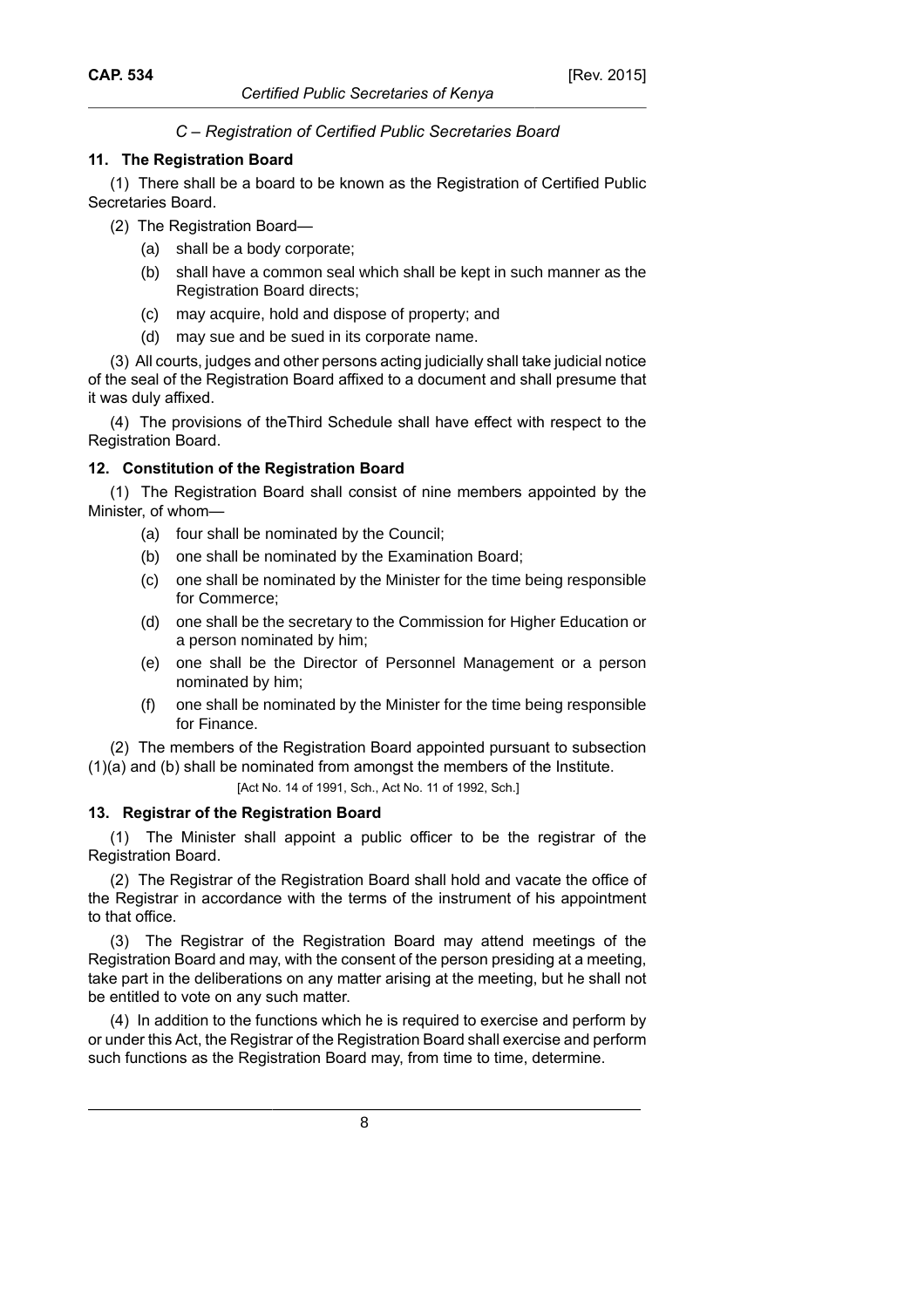*C – Registration of Certified Public Secretaries Board*

**11. The Registration Board**

(1) There shall be a board to be known as the Registration of Certified Public Secretaries Board.

(2) The Registration Board—

(a) shall be a body corporate;

(b) shall have a common seal which shall be kept in such manner as the Registration Board directs;

(c) may acquire, hold and dispose of property; and

(d) may sue and be sued in its corporate name.

(3) All courts, judges and other persons acting judicially shall take judicial notice of the seal of the Registration Board affixed to a document and shall presume that it was duly affixed.

(4) The provisions of theThird Schedule shall have effect with respect to the Registration Board.

**12. Constitution of the Registration Board**

(1) The Registration Board shall consist of nine members appointed by the Minister, of whom—

(a) four shall be nominated by the Council;

(b) one shall be nominated by the Examination Board;

(c) one shall be nominated by the Minister for the time being responsible for Commerce;

(d) one shall be the secretary to the Commission for Higher Education or a person nominated by him;

(e) one shall be the Director of Personnel Management or a person nominated by him;

(f) one shall be nominated by the Minister for the time being responsible for Finance.

(2) The members of the Registration Board appointed pursuant to subsection (1)(a) and (b) shall be nominated from amongst the members of the Institute.

[Act No. 14 of 1991, Sch., Act No. 11 of 1992, Sch.]

**13. Registrar of the Registration Board**

(1) The Minister shall appoint a public officer to be the registrar of the Registration Board.

(2) The Registrar of the Registration Board shall hold and vacate the office of the Registrar in accordance with the terms of the instrument of his appointment to that office.

(3) The Registrar of the Registration Board may attend meetings of the Registration Board and may, with the consent of the person presiding at a meeting, take part in the deliberations on any matter arising at the meeting, but he shall not be entitled to vote on any such matter.

(4) In addition to the functions which he is required to exercise and perform by or under this Act, the Registrar of the Registration Board shall exercise and perform such functions as the Registration Board may, from time to time, determine.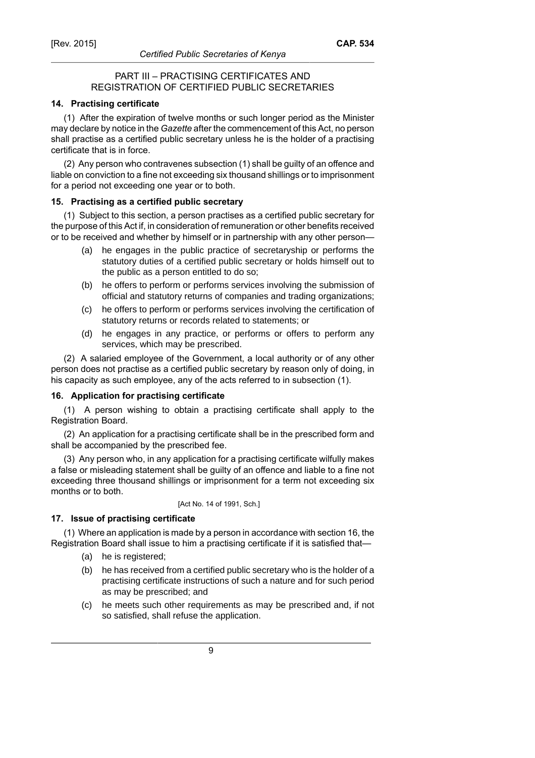## PART III – PRACTISING CERTIFICATES AND REGISTRATION OF CERTIFIED PUBLIC SECRETARIES

### 14. Practising certificate

(1) After the expiration of twelve months or such longer period as the Minister may declare by notice in the *Gazette* after the commencement of this Act, no person shall practise as a certified public secretary unless he is the holder of a practising certificate that is in force.

(2) Any person who contravenes subsection (1) shall be guilty of an offence and liable on conviction to a fine not exceeding six thousand shillings or to imprisonment for a period not exceeding one year or to both.

### 15. Practising as a certified public secretary

(1) Subject to this section, a person practises as a certified public secretary for the purpose of this Act if, in consideration of remuneration or other benefits received or to be received and whether by himself or in partnership with any other person—

- (a) he engages in the public practice of secretaryship or performs the statutory duties of a certified public secretary or holds himself out to the public as a person entitled to do so;
- (b) he offers to perform or performs services involving the submission of official and statutory returns of companies and trading organizations;
- (c) he offers to perform or performs services involving the certification of statutory returns or records related to statements; or
- (d) he engages in any practice, or performs or offers to perform any services, which may be prescribed.

(2) A salaried employee of the Government, a local authority or of any other person does not practise as a certified public secretary by reason only of doing, in his capacity as such employee, any of the acts referred to in subsection (1).

### 16. Application for practising certificate

(1) A person wishing to obtain a practising certificate shall apply to the Registration Board.

(2) An application for a practising certificate shall be in the prescribed form and shall be accompanied by the prescribed fee.

(3) Any person who, in any application for a practising certificate wilfully makes a false or misleading statement shall be guilty of an offence and liable to a fine not exceeding three thousand shillings or imprisonment for a term not exceeding six months or to both.

[Act No. 14 of 1991, Sch.]

### 17. Issue of practising certificate

(1) Where an application is made by a person in accordance with section 16, the Registration Board shall issue to him a practising certificate if it is satisfied that—

- (a) he is registered;
- (b) he has received from a certified public secretary who is the holder of a practising certificate instructions of such a nature and for such period as may be prescribed; and
- (c) he meets such other requirements as may be prescribed and, if not so satisfied, shall refuse the application.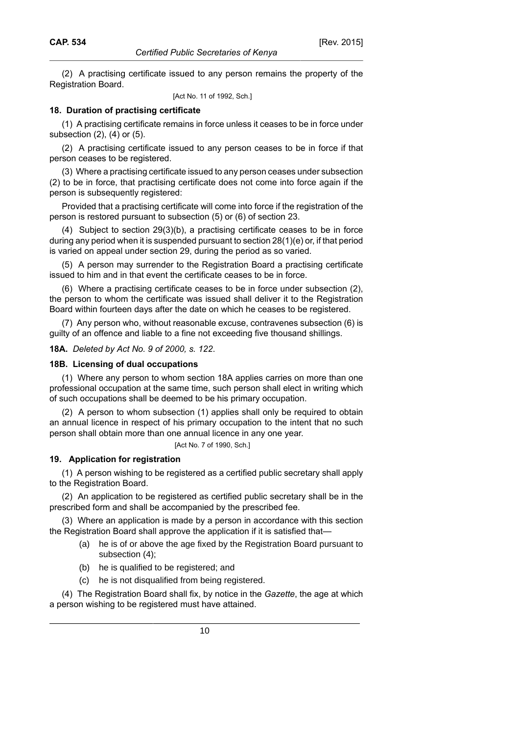(2) A practising certificate issued to any person remains the property of the Registration Board.

[Act No. 11 of 1992, Sch.]

**18. Duration of practising certificate**

(1) A practising certificate remains in force unless it ceases to be in force under subsection (2), (4) or (5).

(2) A practising certificate issued to any person ceases to be in force if that person ceases to be registered.

(3) Where a practising certificate issued to any person ceases under subsection (2) to be in force, that practising certificate does not come into force again if the person is subsequently registered:

Provided that a practising certificate will come into force if the registration of the person is restored pursuant to subsection (5) or (6) of section 23.

(4) Subject to section 29(3)(b), a practising certificate ceases to be in force during any period when it is suspended pursuant to section 28(1)(e) or, if that period is varied on appeal under section 29, during the period as so varied.

(5) A person may surrender to the Registration Board a practising certificate issued to him and in that event the certificate ceases to be in force.

(6) Where a practising certificate ceases to be in force under subsection (2), the person to whom the certificate was issued shall deliver it to the Registration Board within fourteen days after the date on which he ceases to be registered.

(7) Any person who, without reasonable excuse, contravenes subsection (6) is guilty of an offence and liable to a fine not exceeding five thousand shillings.

**18A.** *Deleted by Act No. 9 of 2000, s. 122.*

**18B. Licensing of dual occupations**

(1) Where any person to whom section 18A applies carries on more than one professional occupation at the same time, such person shall elect in writing which of such occupations shall be deemed to be his primary occupation.

(2) A person to whom subsection (1) applies shall only be required to obtain an annual licence in respect of his primary occupation to the intent that no such person shall obtain more than one annual licence in any one year.

[Act No. 7 of 1990, Sch.]

**19. Application for registration**

(1) A person wishing to be registered as a certified public secretary shall apply to the Registration Board.

(2) An application to be registered as certified public secretary shall be in the prescribed form and shall be accompanied by the prescribed fee.

(3) Where an application is made by a person in accordance with this section the Registration Board shall approve the application if it is satisfied that—

(a) he is of or above the age fixed by the Registration Board pursuant to subsection (4);

(b) he is qualified to be registered; and

(c) he is not disqualified from being registered.

(4) The Registration Board shall fix, by notice in the *Gazette*, the age at which a person wishing to be registered must have attained.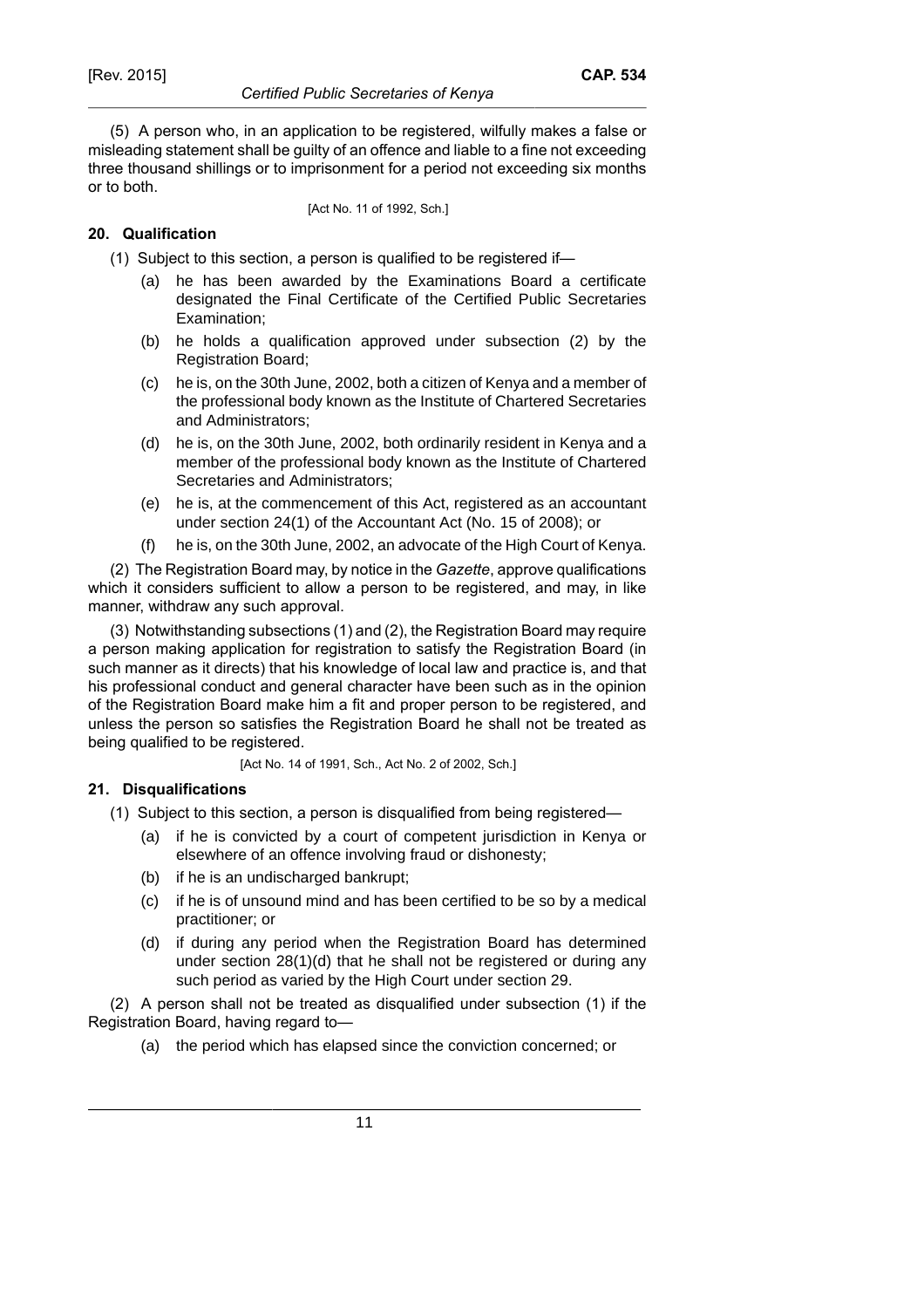(5) A person who, in an application to be registered, wilfully makes a false or misleading statement shall be guilty of an offence and liable to a fine not exceeding three thousand shillings or to imprisonment for a period not exceeding six months or to both.

[Act No. 11 of 1992, Sch.]

**20. Qualification**

(1) Subject to this section, a person is qualified to be registered if—

(a) he has been awarded by the Examinations Board a certificate designated the Final Certificate of the Certified Public Secretaries Examination;

(b) he holds a qualification approved under subsection (2) by the Registration Board;

(c) he is, on the 30th June, 2002, both a citizen of Kenya and a member of the professional body known as the Institute of Chartered Secretaries and Administrators;

(d) he is, on the 30th June, 2002, both ordinarily resident in Kenya and a member of the professional body known as the Institute of Chartered Secretaries and Administrators;

(e) he is, at the commencement of this Act, registered as an accountant under section 24(1) of the Accountant Act (No. 15 of 2008); or

(f) he is, on the 30th June, 2002, an advocate of the High Court of Kenya.

(2) The Registration Board may, by notice in the *Gazette*, approve qualifications which it considers sufficient to allow a person to be registered, and may, in like manner, withdraw any such approval.

(3) Notwithstanding subsections (1) and (2), the Registration Board may require a person making application for registration to satisfy the Registration Board (in such manner as it directs) that his knowledge of local law and practice is, and that his professional conduct and general character have been such as in the opinion of the Registration Board make him a fit and proper person to be registered, and unless the person so satisfies the Registration Board he shall not be treated as being qualified to be registered.

[Act No. 14 of 1991, Sch., Act No. 2 of 2002, Sch.]

**21. Disqualifications**

(1) Subject to this section, a person is disqualified from being registered—

(a) if he is convicted by a court of competent jurisdiction in Kenya or elsewhere of an offence involving fraud or dishonesty;

(b) if he is an undischarged bankrupt;

(c) if he is of unsound mind and has been certified to be so by a medical practitioner; or

(d) if during any period when the Registration Board has determined under section 28(1)(d) that he shall not be registered or during any such period as varied by the High Court under section 29.

(2) A person shall not be treated as disqualified under subsection (1) if the Registration Board, having regard to—

(a) the period which has elapsed since the conviction concerned; or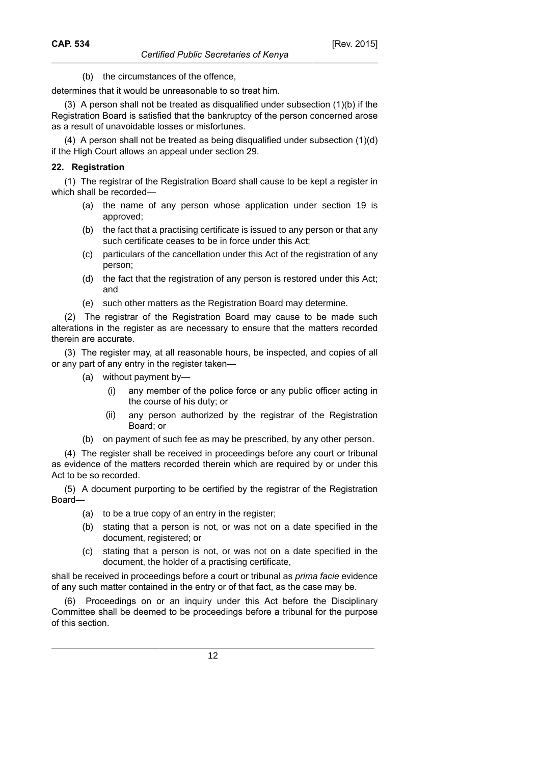(b) the circumstances of the offence,

determines that it would be unreasonable to so treat him.

(3) A person shall not be treated as disqualified under subsection (1)(b) if the Registration Board is satisfied that the bankruptcy of the person concerned arose as a result of unavoidable losses or misfortunes.

(4) A person shall not be treated as being disqualified under subsection (1)(d) if the High Court allows an appeal under section 29.

**22. Registration**

(1) The registrar of the Registration Board shall cause to be kept a register in which shall be recorded—

- (a) the name of any person whose application under section 19 is approved;
- (b) the fact that a practising certificate is issued to any person or that any such certificate ceases to be in force under this Act;
- (c) particulars of the cancellation under this Act of the registration of any person;
- (d) the fact that the registration of any person is restored under this Act; and
- (e) such other matters as the Registration Board may determine.

(2) The registrar of the Registration Board may cause to be made such alterations in the register as are necessary to ensure that the matters recorded therein are accurate.

(3) The register may, at all reasonable hours, be inspected, and copies of all or any part of any entry in the register taken—

- (a) without payment by—
  - (i) any member of the police force or any public officer acting in the course of his duty; or
  - (ii) any person authorized by the registrar of the Registration Board; or
- (b) on payment of such fee as may be prescribed, by any other person.

(4) The register shall be received in proceedings before any court or tribunal as evidence of the matters recorded therein which are required by or under this Act to be so recorded.

(5) A document purporting to be certified by the registrar of the Registration Board—

- (a) to be a true copy of an entry in the register;
- (b) stating that a person is not, or was not on a date specified in the document, registered; or
- (c) stating that a person is not, or was not on a date specified in the document, the holder of a practising certificate,

shall be received in proceedings before a court or tribunal as *prima facie* evidence of any such matter contained in the entry or of that fact, as the case may be.

(6) Proceedings on or an inquiry under this Act before the Disciplinary Committee shall be deemed to be proceedings before a tribunal for the purpose of this section.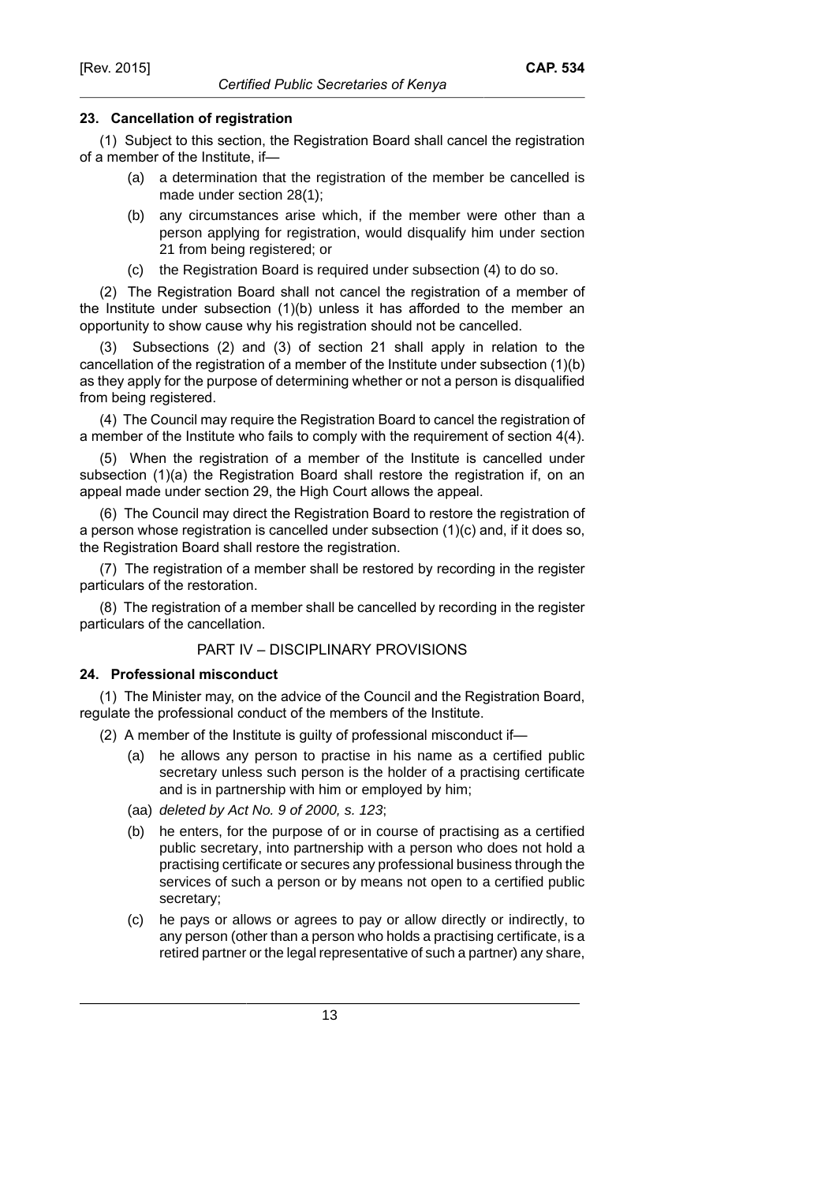### 23. Cancellation of registration

(1) Subject to this section, the Registration Board shall cancel the registration of a member of the Institute, if—

- (a) a determination that the registration of the member be cancelled is made under section 28(1);
- (b) any circumstances arise which, if the member were other than a person applying for registration, would disqualify him under section 21 from being registered; or
- (c) the Registration Board is required under subsection (4) to do so.

(2) The Registration Board shall not cancel the registration of a member of the Institute under subsection (1)(b) unless it has afforded to the member an opportunity to show cause why his registration should not be cancelled.

(3) Subsections (2) and (3) of section 21 shall apply in relation to the cancellation of the registration of a member of the Institute under subsection (1)(b) as they apply for the purpose of determining whether or not a person is disqualified from being registered.

(4) The Council may require the Registration Board to cancel the registration of a member of the Institute who fails to comply with the requirement of section 4(4).

(5) When the registration of a member of the Institute is cancelled under subsection (1)(a) the Registration Board shall restore the registration if, on an appeal made under section 29, the High Court allows the appeal.

(6) The Council may direct the Registration Board to restore the registration of a person whose registration is cancelled under subsection (1)(c) and, if it does so, the Registration Board shall restore the registration.

(7) The registration of a member shall be restored by recording in the register particulars of the restoration.

(8) The registration of a member shall be cancelled by recording in the register particulars of the cancellation.

## PART IV – DISCIPLINARY PROVISIONS

### 24. Professional misconduct

(1) The Minister may, on the advice of the Council and the Registration Board, regulate the professional conduct of the members of the Institute.

(2) A member of the Institute is guilty of professional misconduct if—

- (a) he allows any person to practise in his name as a certified public secretary unless such person is the holder of a practising certificate and is in partnership with him or employed by him;
- (aa) *deleted by Act No. 9 of 2000, s. 123*;
- (b) he enters, for the purpose of or in course of practising as a certified public secretary, into partnership with a person who does not hold a practising certificate or secures any professional business through the services of such a person or by means not open to a certified public secretary;
- (c) he pays or allows or agrees to pay or allow directly or indirectly, to any person (other than a person who holds a practising certificate, is a retired partner or the legal representative of such a partner) any share,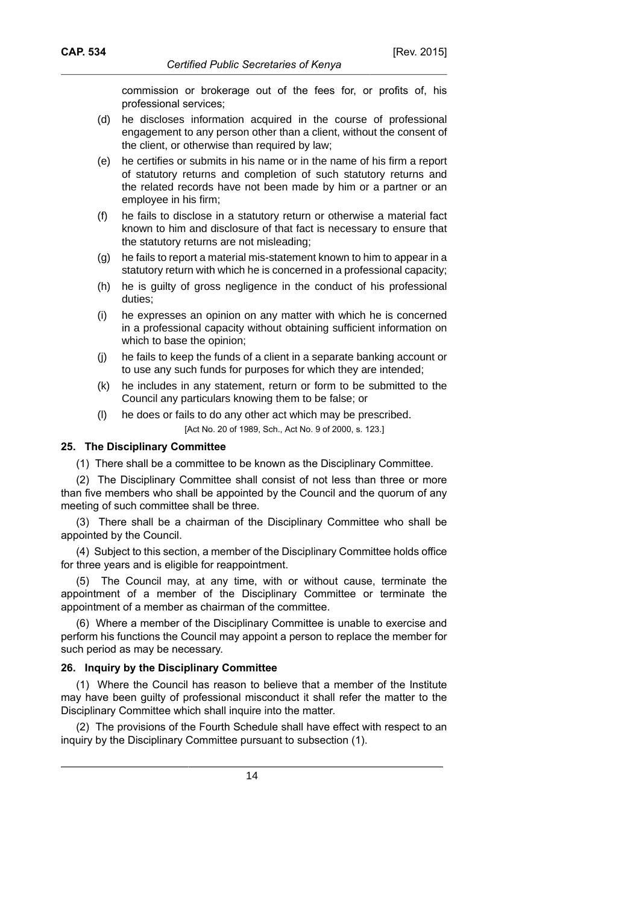commission or brokerage out of the fees for, or profits of, his professional services;

(d) he discloses information acquired in the course of professional engagement to any person other than a client, without the consent of the client, or otherwise than required by law;

(e) he certifies or submits in his name or in the name of his firm a report of statutory returns and completion of such statutory returns and the related records have not been made by him or a partner or an employee in his firm;

(f) he fails to disclose in a statutory return or otherwise a material fact known to him and disclosure of that fact is necessary to ensure that the statutory returns are not misleading;

(g) he fails to report a material mis-statement known to him to appear in a statutory return with which he is concerned in a professional capacity;

(h) he is guilty of gross negligence in the conduct of his professional duties;

(i) he expresses an opinion on any matter with which he is concerned in a professional capacity without obtaining sufficient information on which to base the opinion;

(j) he fails to keep the funds of a client in a separate banking account or to use any such funds for purposes for which they are intended;

(k) he includes in any statement, return or form to be submitted to the Council any particulars knowing them to be false; or

(l) he does or fails to do any other act which may be prescribed.

[Act No. 20 of 1989, Sch., Act No. 9 of 2000, s. 123.]

### 25. The Disciplinary Committee

(1) There shall be a committee to be known as the Disciplinary Committee.

(2) The Disciplinary Committee shall consist of not less than three or more than five members who shall be appointed by the Council and the quorum of any meeting of such committee shall be three.

(3) There shall be a chairman of the Disciplinary Committee who shall be appointed by the Council.

(4) Subject to this section, a member of the Disciplinary Committee holds office for three years and is eligible for reappointment.

(5) The Council may, at any time, with or without cause, terminate the appointment of a member of the Disciplinary Committee or terminate the appointment of a member as chairman of the committee.

(6) Where a member of the Disciplinary Committee is unable to exercise and perform his functions the Council may appoint a person to replace the member for such period as may be necessary.

### 26. Inquiry by the Disciplinary Committee

(1) Where the Council has reason to believe that a member of the Institute may have been guilty of professional misconduct it shall refer the matter to the Disciplinary Committee which shall inquire into the matter.

(2) The provisions of the Fourth Schedule shall have effect with respect to an inquiry by the Disciplinary Committee pursuant to subsection (1).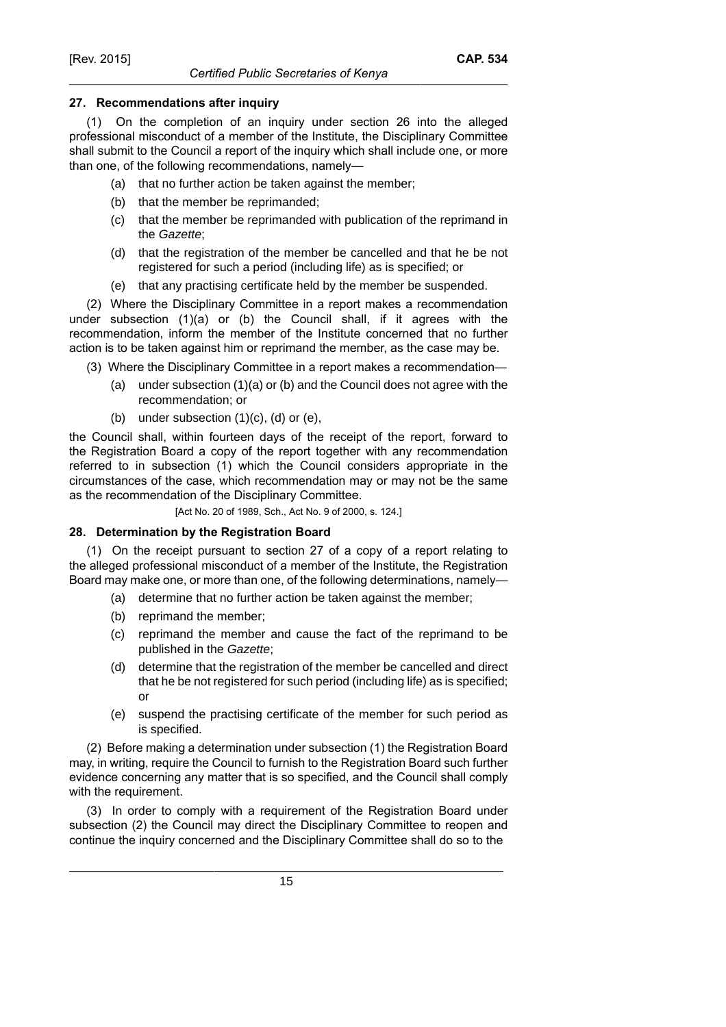### 27. Recommendations after inquiry

(1) On the completion of an inquiry under section 26 into the alleged professional misconduct of a member of the Institute, the Disciplinary Committee shall submit to the Council a report of the inquiry which shall include one, or more than one, of the following recommendations, namely—

(a) that no further action be taken against the member;

(b) that the member be reprimanded;

(c) that the member be reprimanded with publication of the reprimand in the *Gazette*;

(d) that the registration of the member be cancelled and that he be not registered for such a period (including life) as is specified; or

(e) that any practising certificate held by the member be suspended.

(2) Where the Disciplinary Committee in a report makes a recommendation under subsection (1)(a) or (b) the Council shall, if it agrees with the recommendation, inform the member of the Institute concerned that no further action is to be taken against him or reprimand the member, as the case may be.

(3) Where the Disciplinary Committee in a report makes a recommendation—

(a) under subsection (1)(a) or (b) and the Council does not agree with the recommendation; or

(b) under subsection (1)(c), (d) or (e),

the Council shall, within fourteen days of the receipt of the report, forward to the Registration Board a copy of the report together with any recommendation referred to in subsection (1) which the Council considers appropriate in the circumstances of the case, which recommendation may or may not be the same as the recommendation of the Disciplinary Committee.

[Act No. 20 of 1989, Sch., Act No. 9 of 2000, s. 124.]

### 28. Determination by the Registration Board

(1) On the receipt pursuant to section 27 of a copy of a report relating to the alleged professional misconduct of a member of the Institute, the Registration Board may make one, or more than one, of the following determinations, namely—

(a) determine that no further action be taken against the member;

(b) reprimand the member;

(c) reprimand the member and cause the fact of the reprimand to be published in the *Gazette*;

(d) determine that the registration of the member be cancelled and direct that he be not registered for such period (including life) as is specified; or

(e) suspend the practising certificate of the member for such period as is specified.

(2) Before making a determination under subsection (1) the Registration Board may, in writing, require the Council to furnish to the Registration Board such further evidence concerning any matter that is so specified, and the Council shall comply with the requirement.

(3) In order to comply with a requirement of the Registration Board under subsection (2) the Council may direct the Disciplinary Committee to reopen and continue the inquiry concerned and the Disciplinary Committee shall do so to the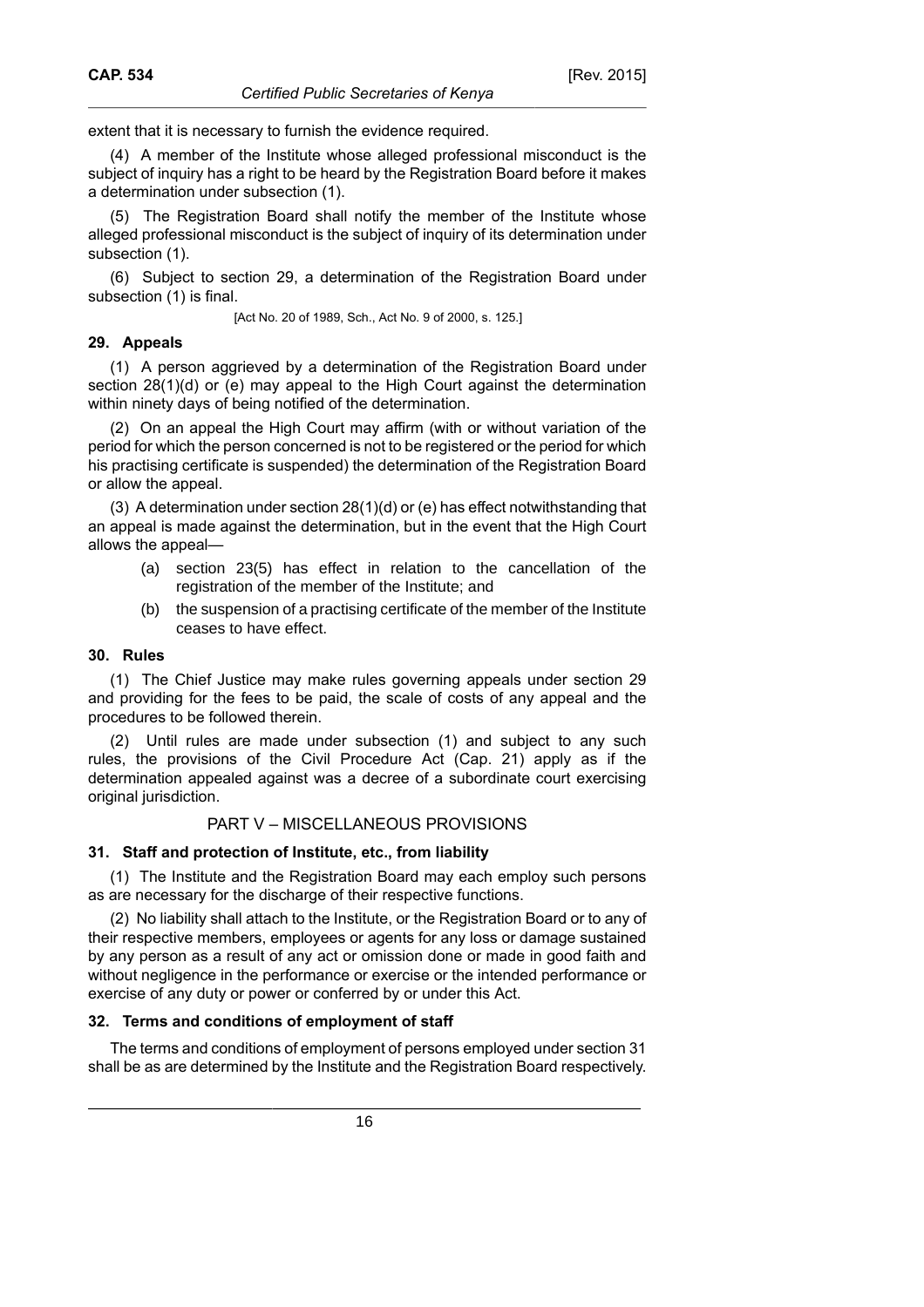extent that it is necessary to furnish the evidence required.

(4) A member of the Institute whose alleged professional misconduct is the subject of inquiry has a right to be heard by the Registration Board before it makes a determination under subsection (1).

(5) The Registration Board shall notify the member of the Institute whose alleged professional misconduct is the subject of inquiry of its determination under subsection (1).

(6) Subject to section 29, a determination of the Registration Board under subsection (1) is final.

[Act No. 20 of 1989, Sch., Act No. 9 of 2000, s. 125.]

### 29. Appeals

(1) A person aggrieved by a determination of the Registration Board under section 28(1)(d) or (e) may appeal to the High Court against the determination within ninety days of being notified of the determination.

(2) On an appeal the High Court may affirm (with or without variation of the period for which the person concerned is not to be registered or the period for which his practising certificate is suspended) the determination of the Registration Board or allow the appeal.

(3) A determination under section 28(1)(d) or (e) has effect notwithstanding that an appeal is made against the determination, but in the event that the High Court allows the appeal—

(a) section 23(5) has effect in relation to the cancellation of the registration of the member of the Institute; and

(b) the suspension of a practising certificate of the member of the Institute ceases to have effect.

### 30. Rules

(1) The Chief Justice may make rules governing appeals under section 29 and providing for the fees to be paid, the scale of costs of any appeal and the procedures to be followed therein.

(2) Until rules are made under subsection (1) and subject to any such rules, the provisions of the Civil Procedure Act (Cap. 21) apply as if the determination appealed against was a decree of a subordinate court exercising original jurisdiction.

## PART V – MISCELLANEOUS PROVISIONS

### 31. Staff and protection of Institute, etc., from liability

(1) The Institute and the Registration Board may each employ such persons as are necessary for the discharge of their respective functions.

(2) No liability shall attach to the Institute, or the Registration Board or to any of their respective members, employees or agents for any loss or damage sustained by any person as a result of any act or omission done or made in good faith and without negligence in the performance or exercise or the intended performance or exercise of any duty or power or conferred by or under this Act.

### 32. Terms and conditions of employment of staff

The terms and conditions of employment of persons employed under section 31 shall be as are determined by the Institute and the Registration Board respectively.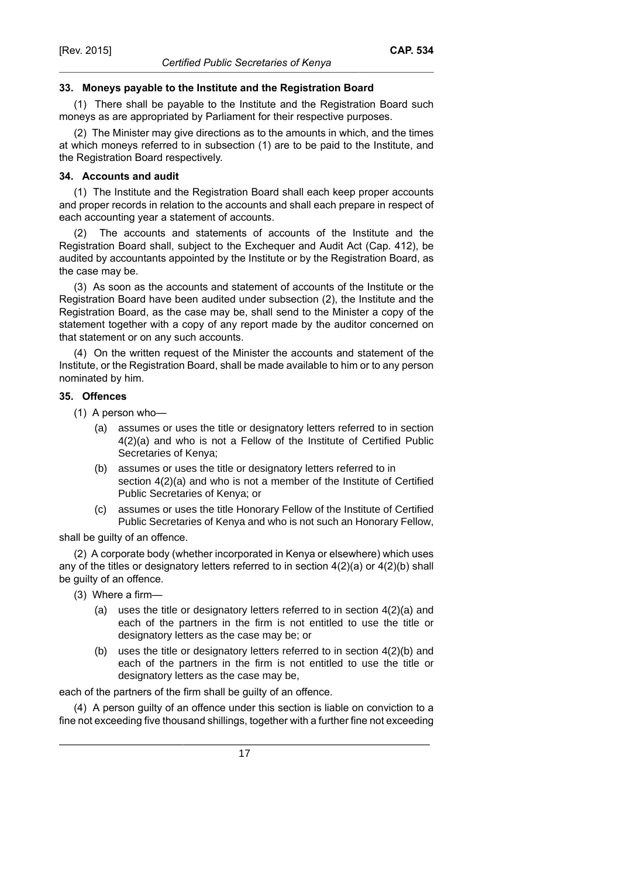### 33. Moneys payable to the Institute and the Registration Board

(1) There shall be payable to the Institute and the Registration Board such moneys as are appropriated by Parliament for their respective purposes.

(2) The Minister may give directions as to the amounts in which, and the times at which moneys referred to in subsection (1) are to be paid to the Institute, and the Registration Board respectively.

### 34. Accounts and audit

(1) The Institute and the Registration Board shall each keep proper accounts and proper records in relation to the accounts and shall each prepare in respect of each accounting year a statement of accounts.

(2) The accounts and statements of accounts of the Institute and the Registration Board shall, subject to the Exchequer and Audit Act (Cap. 412), be audited by accountants appointed by the Institute or by the Registration Board, as the case may be.

(3) As soon as the accounts and statement of accounts of the Institute or the Registration Board have been audited under subsection (2), the Institute and the Registration Board, as the case may be, shall send to the Minister a copy of the statement together with a copy of any report made by the auditor concerned on that statement or on any such accounts.

(4) On the written request of the Minister the accounts and statement of the Institute, or the Registration Board, shall be made available to him or to any person nominated by him.

### 35. Offences

(1) A person who—

(a) assumes or uses the title or designatory letters referred to in section 4(2)(a) and who is not a Fellow of the Institute of Certified Public Secretaries of Kenya;

(b) assumes or uses the title or designatory letters referred to in section 4(2)(a) and who is not a member of the Institute of Certified Public Secretaries of Kenya; or

(c) assumes or uses the title Honorary Fellow of the Institute of Certified Public Secretaries of Kenya and who is not such an Honorary Fellow,

shall be guilty of an offence.

(2) A corporate body (whether incorporated in Kenya or elsewhere) which uses any of the titles or designatory letters referred to in section 4(2)(a) or 4(2)(b) shall be guilty of an offence.

(3) Where a firm—

(a) uses the title or designatory letters referred to in section 4(2)(a) and each of the partners in the firm is not entitled to use the title or designatory letters as the case may be; or

(b) uses the title or designatory letters referred to in section 4(2)(b) and each of the partners in the firm is not entitled to use the title or designatory letters as the case may be,

each of the partners of the firm shall be guilty of an offence.

(4) A person guilty of an offence under this section is liable on conviction to a fine not exceeding five thousand shillings, together with a further fine not exceeding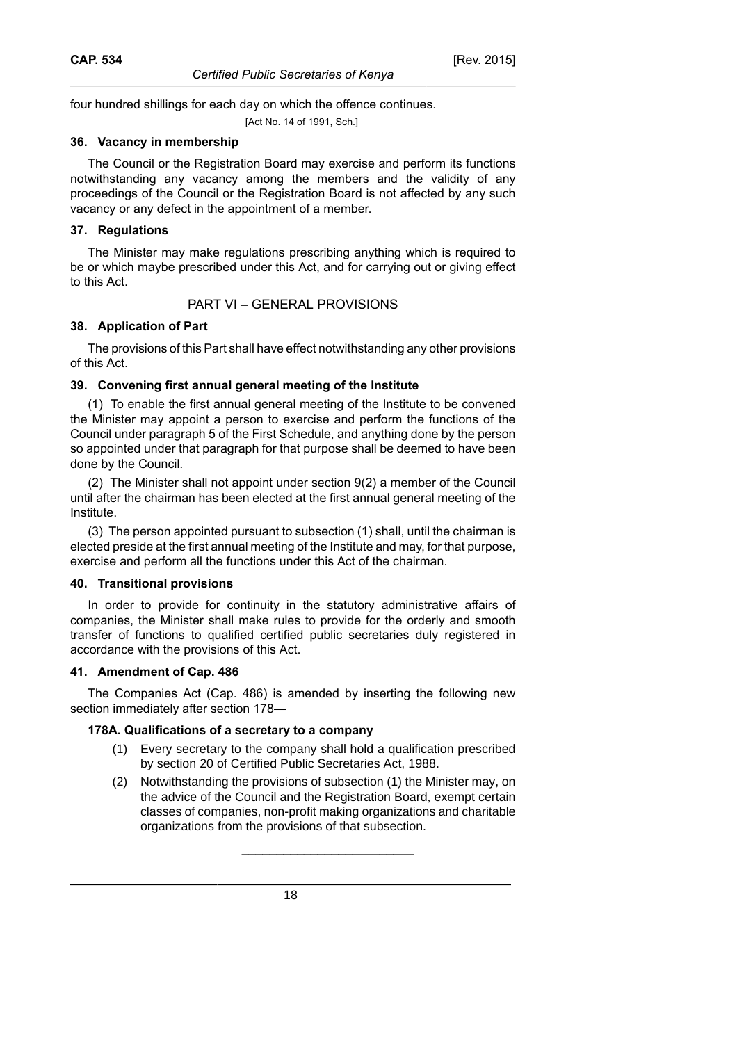four hundred shillings for each day on which the offence continues.

[Act No. 14 of 1991, Sch.]

### 36. Vacancy in membership

The Council or the Registration Board may exercise and perform its functions notwithstanding any vacancy among the members and the validity of any proceedings of the Council or the Registration Board is not affected by any such vacancy or any defect in the appointment of a member.

### 37. Regulations

The Minister may make regulations prescribing anything which is required to be or which maybe prescribed under this Act, and for carrying out or giving effect to this Act.

## PART VI – GENERAL PROVISIONS

### 38. Application of Part

The provisions of this Part shall have effect notwithstanding any other provisions of this Act.

### 39. Convening first annual general meeting of the Institute

(1) To enable the first annual general meeting of the Institute to be convened the Minister may appoint a person to exercise and perform the functions of the Council under paragraph 5 of the First Schedule, and anything done by the person so appointed under that paragraph for that purpose shall be deemed to have been done by the Council.

(2) The Minister shall not appoint under section 9(2) a member of the Council until after the chairman has been elected at the first annual general meeting of the Institute.

(3) The person appointed pursuant to subsection (1) shall, until the chairman is elected preside at the first annual meeting of the Institute and may, for that purpose, exercise and perform all the functions under this Act of the chairman.

### 40. Transitional provisions

In order to provide for continuity in the statutory administrative affairs of companies, the Minister shall make rules to provide for the orderly and smooth transfer of functions to qualified certified public secretaries duly registered in accordance with the provisions of this Act.

### 41. Amendment of Cap. 486

The Companies Act (Cap. 486) is amended by inserting the following new section immediately after section 178—

#### 178A. Qualifications of a secretary to a company

(1) Every secretary to the company shall hold a qualification prescribed by section 20 of Certified Public Secretaries Act, 1988.

(2) Notwithstanding the provisions of subsection (1) the Minister may, on the advice of the Council and the Registration Board, exempt certain classes of companies, non-profit making organizations and charitable organizations from the provisions of that subsection.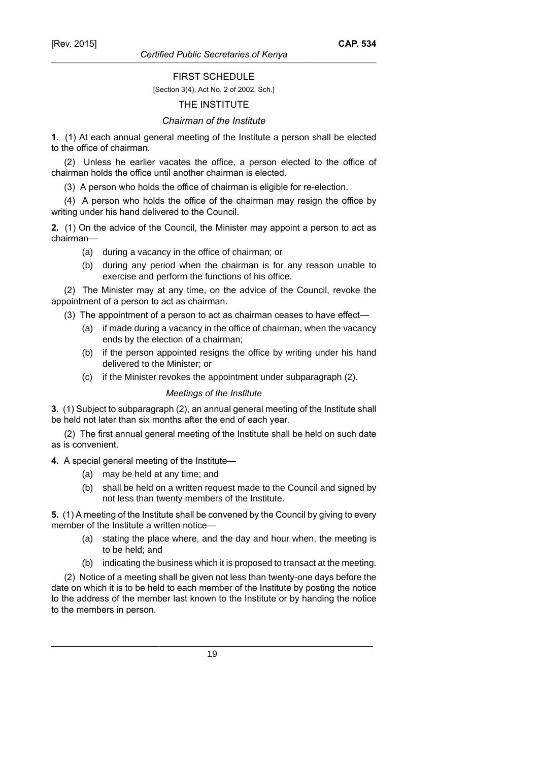## FIRST SCHEDULE

[Section 3(4), Act No. 2 of 2002, Sch.]

## THE INSTITUTE

### *Chairman of the Institute*

**1.** (1) At each annual general meeting of the Institute a person shall be elected to the office of chairman.

(2) Unless he earlier vacates the office, a person elected to the office of chairman holds the office until another chairman is elected.

(3) A person who holds the office of chairman is eligible for re-election.

(4) A person who holds the office of the chairman may resign the office by writing under his hand delivered to the Council.

**2.** (1) On the advice of the Council, the Minister may appoint a person to act as chairman—

(a) during a vacancy in the office of chairman; or

(b) during any period when the chairman is for any reason unable to exercise and perform the functions of his office.

(2) The Minister may at any time, on the advice of the Council, revoke the appointment of a person to act as chairman.

(3) The appointment of a person to act as chairman ceases to have effect—

(a) if made during a vacancy in the office of chairman, when the vacancy ends by the election of a chairman;

(b) if the person appointed resigns the office by writing under his hand delivered to the Minister; or

(c) if the Minister revokes the appointment under subparagraph (2).

### *Meetings of the Institute*

**3.** (1) Subject to subparagraph (2), an annual general meeting of the Institute shall be held not later than six months after the end of each year.

(2) The first annual general meeting of the Institute shall be held on such date as is convenient.

**4.** A special general meeting of the Institute—

(a) may be held at any time; and

(b) shall be held on a written request made to the Council and signed by not less than twenty members of the Institute.

**5.** (1) A meeting of the Institute shall be convened by the Council by giving to every member of the Institute a written notice—

(a) stating the place where, and the day and hour when, the meeting is to be held; and

(b) indicating the business which it is proposed to transact at the meeting.

(2) Notice of a meeting shall be given not less than twenty-one days before the date on which it is to be held to each member of the Institute by posting the notice to the address of the member last known to the Institute or by handing the notice to the members in person.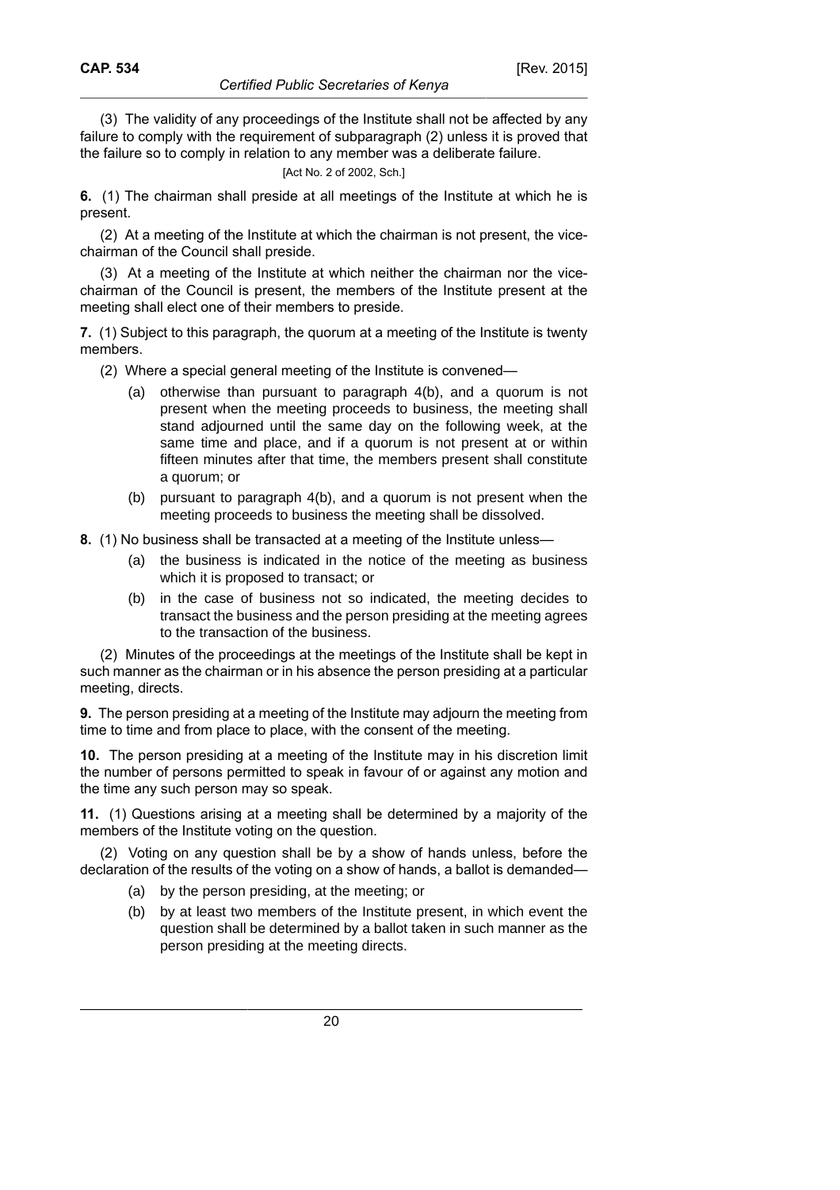(3) The validity of any proceedings of the Institute shall not be affected by any failure to comply with the requirement of subparagraph (2) unless it is proved that the failure so to comply in relation to any member was a deliberate failure.

[Act No. 2 of 2002, Sch.]

**6.** (1) The chairman shall preside at all meetings of the Institute at which he is present.

(2) At a meeting of the Institute at which the chairman is not present, the vice-chairman of the Council shall preside.

(3) At a meeting of the Institute at which neither the chairman nor the vice-chairman of the Council is present, the members of the Institute present at the meeting shall elect one of their members to preside.

**7.** (1) Subject to this paragraph, the quorum at a meeting of the Institute is twenty members.

(2) Where a special general meeting of the Institute is convened—

(a) otherwise than pursuant to paragraph 4(b), and a quorum is not present when the meeting proceeds to business, the meeting shall stand adjourned until the same day on the following week, at the same time and place, and if a quorum is not present at or within fifteen minutes after that time, the members present shall constitute a quorum; or

(b) pursuant to paragraph 4(b), and a quorum is not present when the meeting proceeds to business the meeting shall be dissolved.

**8.** (1) No business shall be transacted at a meeting of the Institute unless—

(a) the business is indicated in the notice of the meeting as business which it is proposed to transact; or

(b) in the case of business not so indicated, the meeting decides to transact the business and the person presiding at the meeting agrees to the transaction of the business.

(2) Minutes of the proceedings at the meetings of the Institute shall be kept in such manner as the chairman or in his absence the person presiding at a particular meeting, directs.

**9.** The person presiding at a meeting of the Institute may adjourn the meeting from time to time and from place to place, with the consent of the meeting.

**10.** The person presiding at a meeting of the Institute may in his discretion limit the number of persons permitted to speak in favour of or against any motion and the time any such person may so speak.

**11.** (1) Questions arising at a meeting shall be determined by a majority of the members of the Institute voting on the question.

(2) Voting on any question shall be by a show of hands unless, before the declaration of the results of the voting on a show of hands, a ballot is demanded—

(a) by the person presiding, at the meeting; or

(b) by at least two members of the Institute present, in which event the question shall be determined by a ballot taken in such manner as the person presiding at the meeting directs.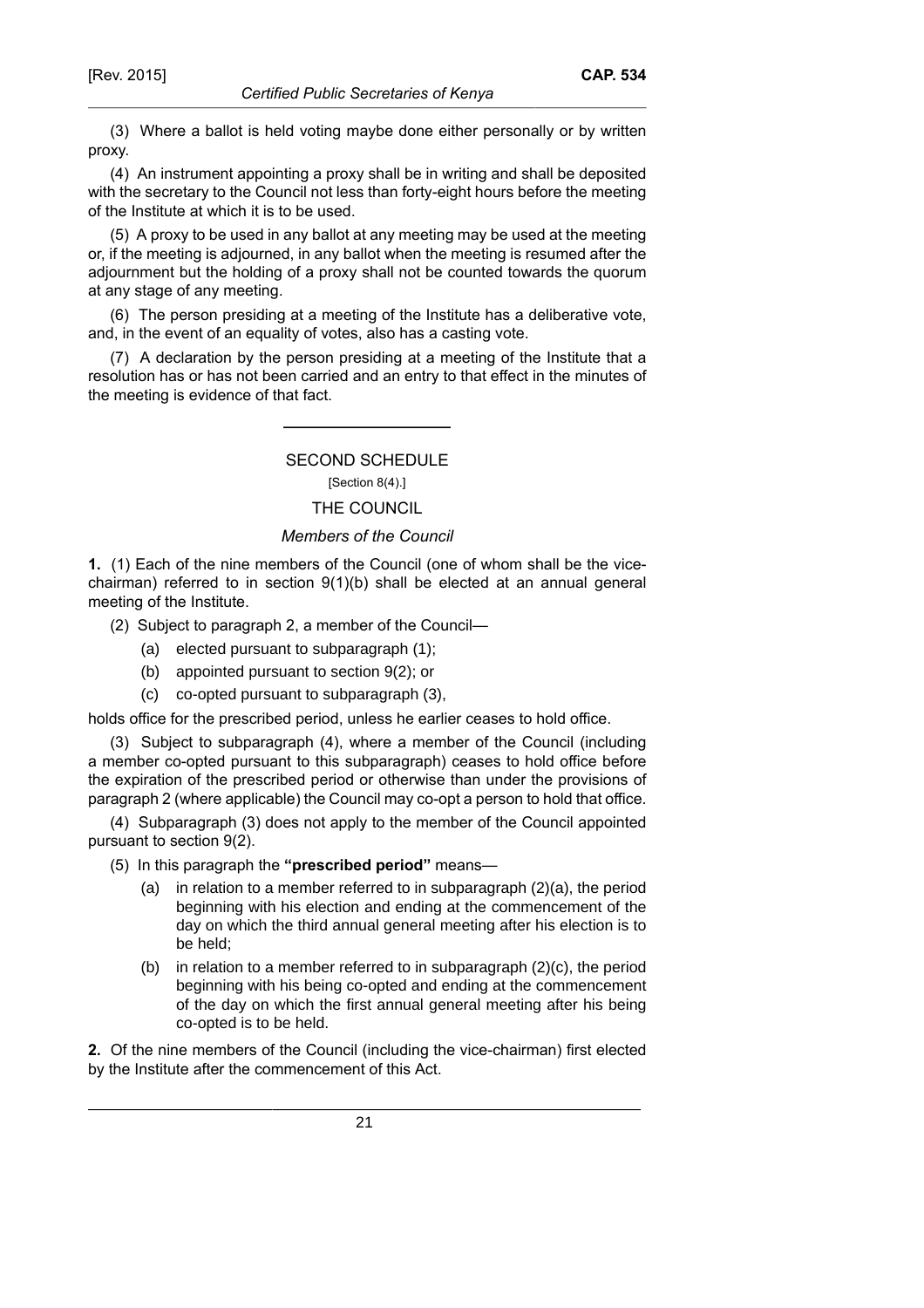(3) Where a ballot is held voting maybe done either personally or by written proxy.

(4) An instrument appointing a proxy shall be in writing and shall be deposited with the secretary to the Council not less than forty-eight hours before the meeting of the Institute at which it is to be used.

(5) A proxy to be used in any ballot at any meeting may be used at the meeting or, if the meeting is adjourned, in any ballot when the meeting is resumed after the adjournment but the holding of a proxy shall not be counted towards the quorum at any stage of any meeting.

(6) The person presiding at a meeting of the Institute has a deliberative vote, and, in the event of an equality of votes, also has a casting vote.

(7) A declaration by the person presiding at a meeting of the Institute that a resolution has or has not been carried and an entry to that effect in the minutes of the meeting is evidence of that fact.

---

## SECOND SCHEDULE

[Section 8(4).]

## THE COUNCIL

### *Members of the Council*

**1.** (1) Each of the nine members of the Council (one of whom shall be the vice-chairman) referred to in section 9(1)(b) shall be elected at an annual general meeting of the Institute.

(2) Subject to paragraph 2, a member of the Council—

- (a) elected pursuant to subparagraph (1);
- (b) appointed pursuant to section 9(2); or
- (c) co-opted pursuant to subparagraph (3),

holds office for the prescribed period, unless he earlier ceases to hold office.

(3) Subject to subparagraph (4), where a member of the Council (including a member co-opted pursuant to this subparagraph) ceases to hold office before the expiration of the prescribed period or otherwise than under the provisions of paragraph 2 (where applicable) the Council may co-opt a person to hold that office.

(4) Subparagraph (3) does not apply to the member of the Council appointed pursuant to section 9(2).

(5) In this paragraph the **"prescribed period"** means—

- (a) in relation to a member referred to in subparagraph (2)(a), the period beginning with his election and ending at the commencement of the day on which the third annual general meeting after his election is to be held;
- (b) in relation to a member referred to in subparagraph (2)(c), the period beginning with his being co-opted and ending at the commencement of the day on which the first annual general meeting after his being co-opted is to be held.

**2.** Of the nine members of the Council (including the vice-chairman) first elected by the Institute after the commencement of this Act.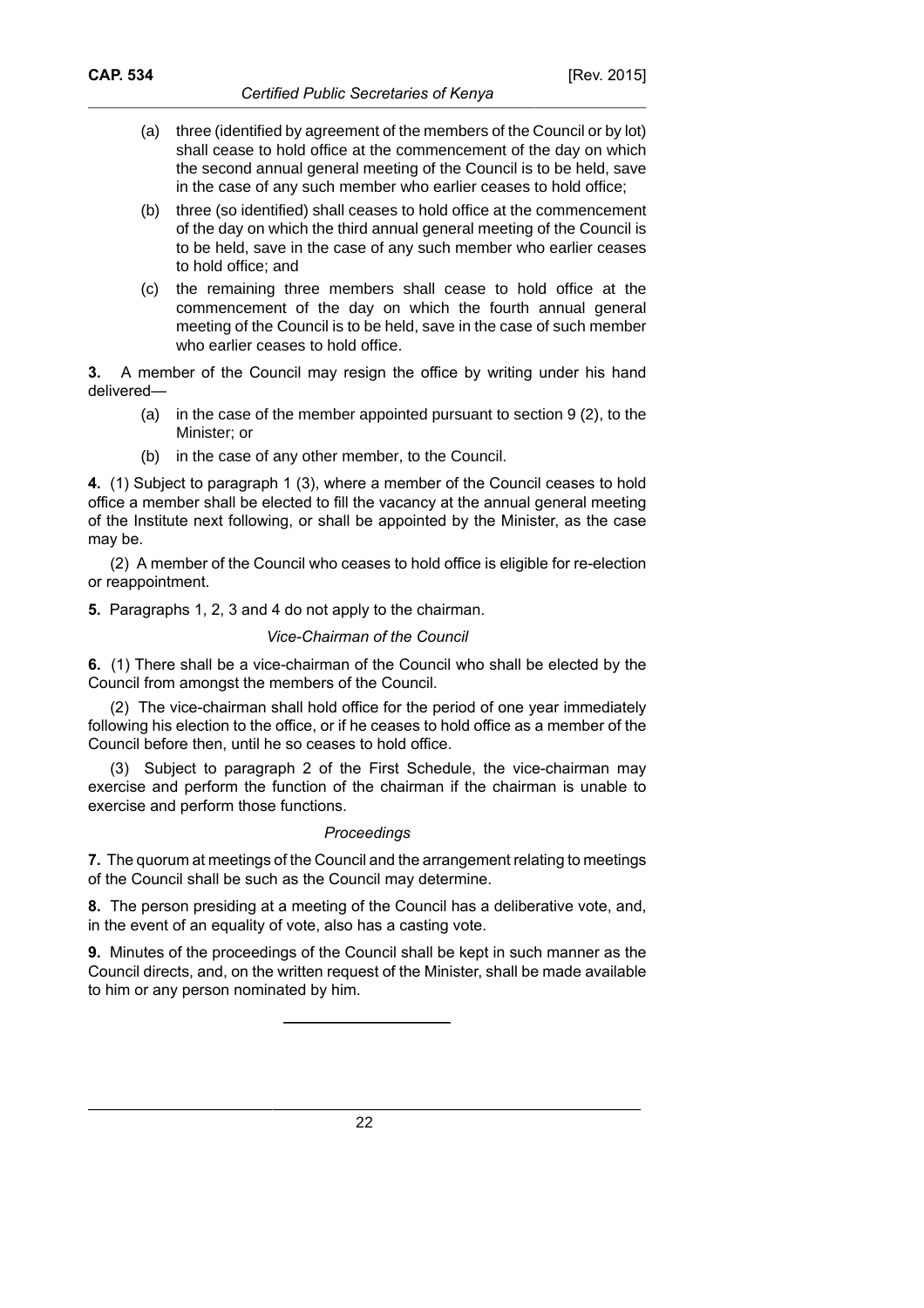(a) three (identified by agreement of the members of the Council or by lot) shall cease to hold office at the commencement of the day on which the second annual general meeting of the Council is to be held, save in the case of any such member who earlier ceases to hold office;

(b) three (so identified) shall ceases to hold office at the commencement of the day on which the third annual general meeting of the Council is to be held, save in the case of any such member who earlier ceases to hold office; and

(c) the remaining three members shall cease to hold office at the commencement of the day on which the fourth annual general meeting of the Council is to be held, save in the case of such member who earlier ceases to hold office.

**3.** A member of the Council may resign the office by writing under his hand delivered—

(a) in the case of the member appointed pursuant to section 9 (2), to the Minister; or

(b) in the case of any other member, to the Council.

**4.** (1) Subject to paragraph 1 (3), where a member of the Council ceases to hold office a member shall be elected to fill the vacancy at the annual general meeting of the Institute next following, or shall be appointed by the Minister, as the case may be.

(2) A member of the Council who ceases to hold office is eligible for re-election or reappointment.

**5.** Paragraphs 1, 2, 3 and 4 do not apply to the chairman.

*Vice-Chairman of the Council*

**6.** (1) There shall be a vice-chairman of the Council who shall be elected by the Council from amongst the members of the Council.

(2) The vice-chairman shall hold office for the period of one year immediately following his election to the office, or if he ceases to hold office as a member of the Council before then, until he so ceases to hold office.

(3) Subject to paragraph 2 of the First Schedule, the vice-chairman may exercise and perform the function of the chairman if the chairman is unable to exercise and perform those functions.

*Proceedings*

**7.** The quorum at meetings of the Council and the arrangement relating to meetings of the Council shall be such as the Council may determine.

**8.** The person presiding at a meeting of the Council has a deliberative vote, and, in the event of an equality of vote, also has a casting vote.

**9.** Minutes of the proceedings of the Council shall be kept in such manner as the Council directs, and, on the written request of the Minister, shall be made available to him or any person nominated by him.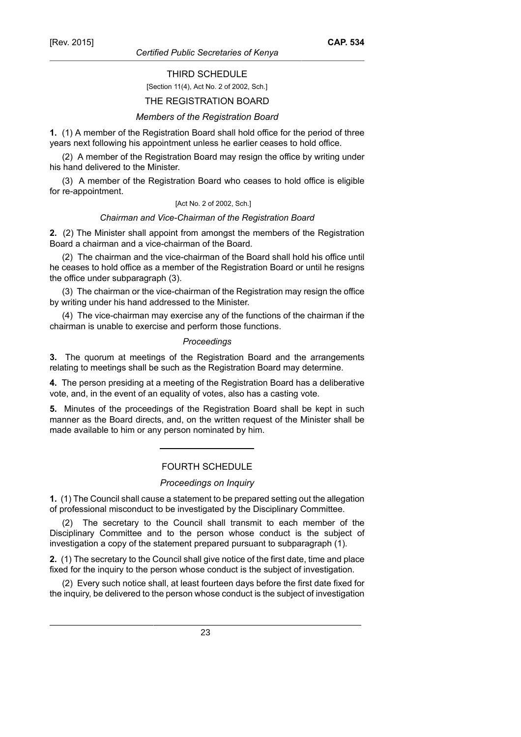## THIRD SCHEDULE

[Section 11(4), Act No. 2 of 2002, Sch.]

## THE REGISTRATION BOARD

*Members of the Registration Board*

**1.** (1) A member of the Registration Board shall hold office for the period of three years next following his appointment unless he earlier ceases to hold office.

(2) A member of the Registration Board may resign the office by writing under his hand delivered to the Minister.

(3) A member of the Registration Board who ceases to hold office is eligible for re-appointment.

[Act No. 2 of 2002, Sch.]

*Chairman and Vice-Chairman of the Registration Board*

**2.** (2) The Minister shall appoint from amongst the members of the Registration Board a chairman and a vice-chairman of the Board.

(2) The chairman and the vice-chairman of the Board shall hold his office until he ceases to hold office as a member of the Registration Board or until he resigns the office under subparagraph (3).

(3) The chairman or the vice-chairman of the Registration may resign the office by writing under his hand addressed to the Minister.

(4) The vice-chairman may exercise any of the functions of the chairman if the chairman is unable to exercise and perform those functions.

*Proceedings*

**3.** The quorum at meetings of the Registration Board and the arrangements relating to meetings shall be such as the Registration Board may determine.

**4.** The person presiding at a meeting of the Registration Board has a deliberative vote, and, in the event of an equality of votes, also has a casting vote.

**5.** Minutes of the proceedings of the Registration Board shall be kept in such manner as the Board directs, and, on the written request of the Minister shall be made available to him or any person nominated by him.

---

## FOURTH SCHEDULE

*Proceedings on Inquiry*

**1.** (1) The Council shall cause a statement to be prepared setting out the allegation of professional misconduct to be investigated by the Disciplinary Committee.

(2) The secretary to the Council shall transmit to each member of the Disciplinary Committee and to the person whose conduct is the subject of investigation a copy of the statement prepared pursuant to subparagraph (1).

**2.** (1) The secretary to the Council shall give notice of the first date, time and place fixed for the inquiry to the person whose conduct is the subject of investigation.

(2) Every such notice shall, at least fourteen days before the first date fixed for the inquiry, be delivered to the person whose conduct is the subject of investigation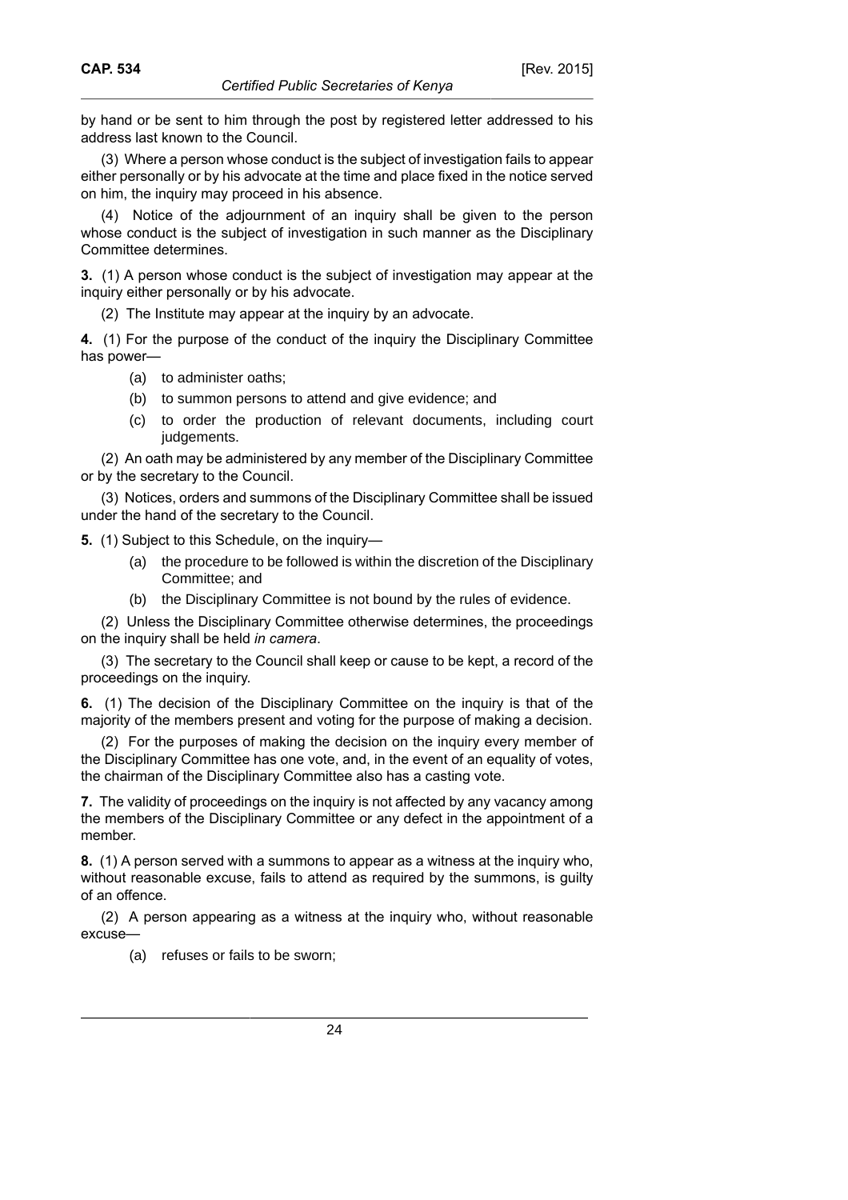by hand or be sent to him through the post by registered letter addressed to his address last known to the Council.

(3) Where a person whose conduct is the subject of investigation fails to appear either personally or by his advocate at the time and place fixed in the notice served on him, the inquiry may proceed in his absence.

(4) Notice of the adjournment of an inquiry shall be given to the person whose conduct is the subject of investigation in such manner as the Disciplinary Committee determines.

**3.** (1) A person whose conduct is the subject of investigation may appear at the inquiry either personally or by his advocate.

(2) The Institute may appear at the inquiry by an advocate.

**4.** (1) For the purpose of the conduct of the inquiry the Disciplinary Committee has power—

- (a) to administer oaths;
- (b) to summon persons to attend and give evidence; and
- (c) to order the production of relevant documents, including court judgements.

(2) An oath may be administered by any member of the Disciplinary Committee or by the secretary to the Council.

(3) Notices, orders and summons of the Disciplinary Committee shall be issued under the hand of the secretary to the Council.

**5.** (1) Subject to this Schedule, on the inquiry—

- (a) the procedure to be followed is within the discretion of the Disciplinary Committee; and
- (b) the Disciplinary Committee is not bound by the rules of evidence.

(2) Unless the Disciplinary Committee otherwise determines, the proceedings on the inquiry shall be held *in camera*.

(3) The secretary to the Council shall keep or cause to be kept, a record of the proceedings on the inquiry.

**6.** (1) The decision of the Disciplinary Committee on the inquiry is that of the majority of the members present and voting for the purpose of making a decision.

(2) For the purposes of making the decision on the inquiry every member of the Disciplinary Committee has one vote, and, in the event of an equality of votes, the chairman of the Disciplinary Committee also has a casting vote.

**7.** The validity of proceedings on the inquiry is not affected by any vacancy among the members of the Disciplinary Committee or any defect in the appointment of a member.

**8.** (1) A person served with a summons to appear as a witness at the inquiry who, without reasonable excuse, fails to attend as required by the summons, is guilty of an offence.

(2) A person appearing as a witness at the inquiry who, without reasonable excuse—

- (a) refuses or fails to be sworn;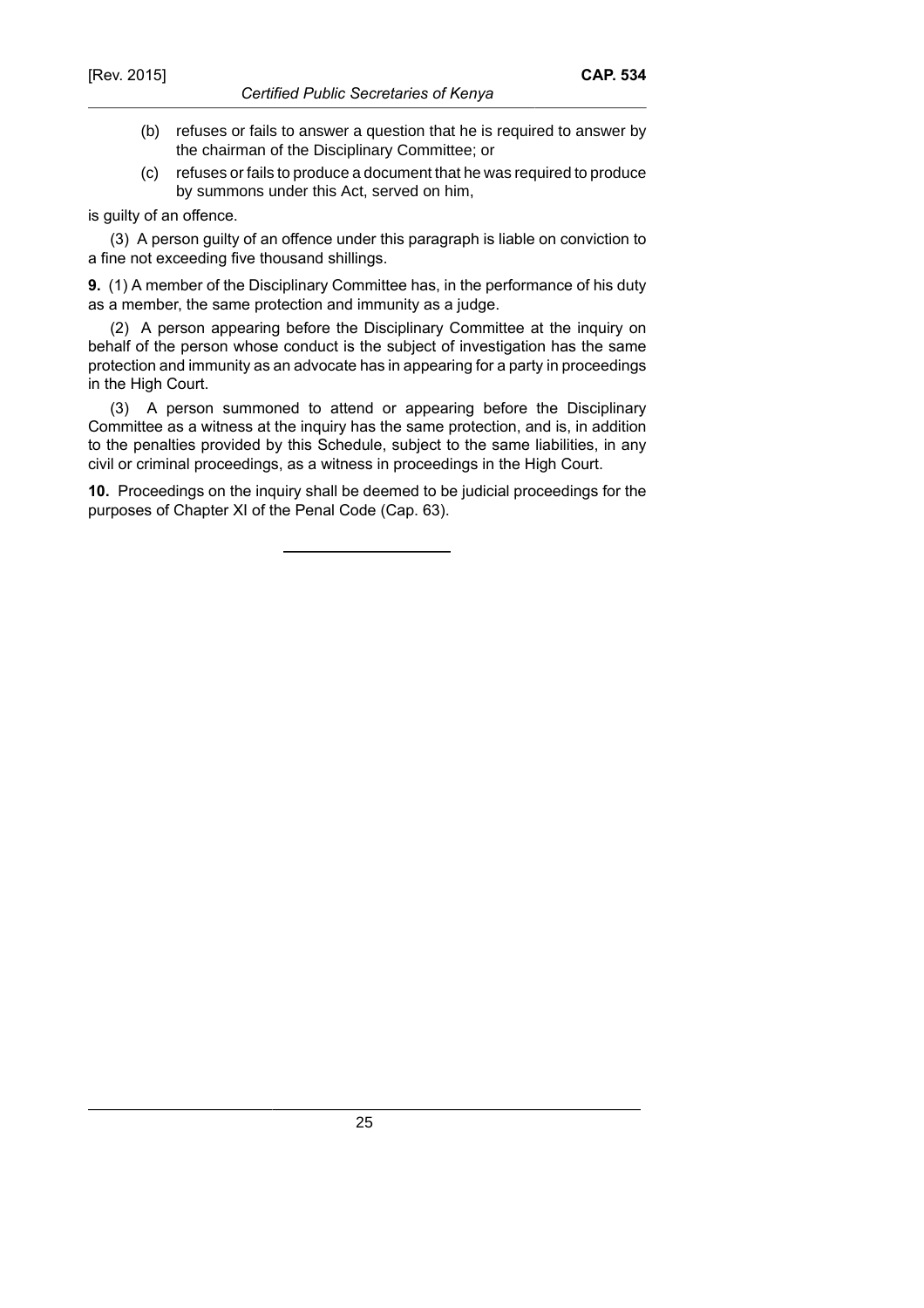(b) refuses or fails to answer a question that he is required to answer by the chairman of the Disciplinary Committee; or

(c) refuses or fails to produce a document that he was required to produce by summons under this Act, served on him,

is guilty of an offence.

(3) A person guilty of an offence under this paragraph is liable on conviction to a fine not exceeding five thousand shillings.

**9.** (1) A member of the Disciplinary Committee has, in the performance of his duty as a member, the same protection and immunity as a judge.

(2) A person appearing before the Disciplinary Committee at the inquiry on behalf of the person whose conduct is the subject of investigation has the same protection and immunity as an advocate has in appearing for a party in proceedings in the High Court.

(3) A person summoned to attend or appearing before the Disciplinary Committee as a witness at the inquiry has the same protection, and is, in addition to the penalties provided by this Schedule, subject to the same liabilities, in any civil or criminal proceedings, as a witness in proceedings in the High Court.

**10.** Proceedings on the inquiry shall be deemed to be judicial proceedings for the purposes of Chapter XI of the Penal Code (Cap. 63).